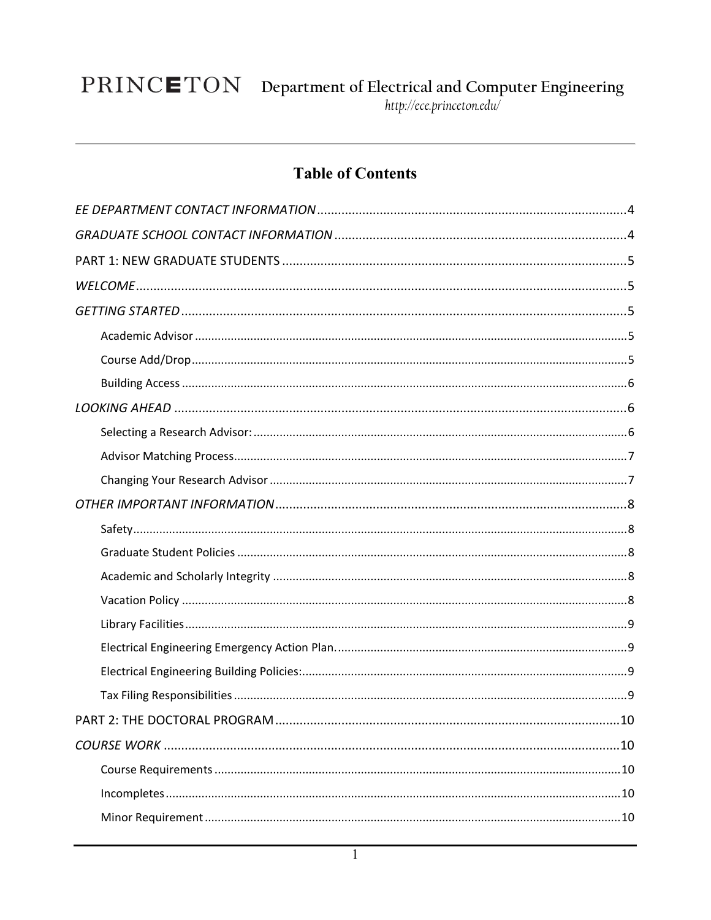PRINCETON Department of Electrical and Computer Engineering
http://ece.princeton.edu/

# Table of Contents

*EE DEPARTMENT CONTACT INFORMATION* ........ 4

*GRADUATE SCHOOL CONTACT INFORMATION* ........ 4

PART 1: NEW GRADUATE STUDENTS ........ 5

*WELCOME* ........ 5

*GETTING STARTED* ........ 5

- Academic Advisor ........ 5
- Course Add/Drop ........ 5
- Building Access ........ 6

*LOOKING AHEAD* ........ 6

- Selecting a Research Advisor: ........ 6
- Advisor Matching Process ........ 7
- Changing Your Research Advisor ........ 7

*OTHER IMPORTANT INFORMATION* ........ 8

- Safety ........ 8
- Graduate Student Policies ........ 8
- Academic and Scholarly Integrity ........ 8
- Vacation Policy ........ 8
- Library Facilities ........ 9
- Electrical Engineering Emergency Action Plan. ........ 9
- Electrical Engineering Building Policies: ........ 9
- Tax Filing Responsibilities ........ 9

PART 2: THE DOCTORAL PROGRAM ........ 10

*COURSE WORK* ........ 10

- Course Requirements ........ 10
- Incompletes ........ 10
- Minor Requirement ........ 10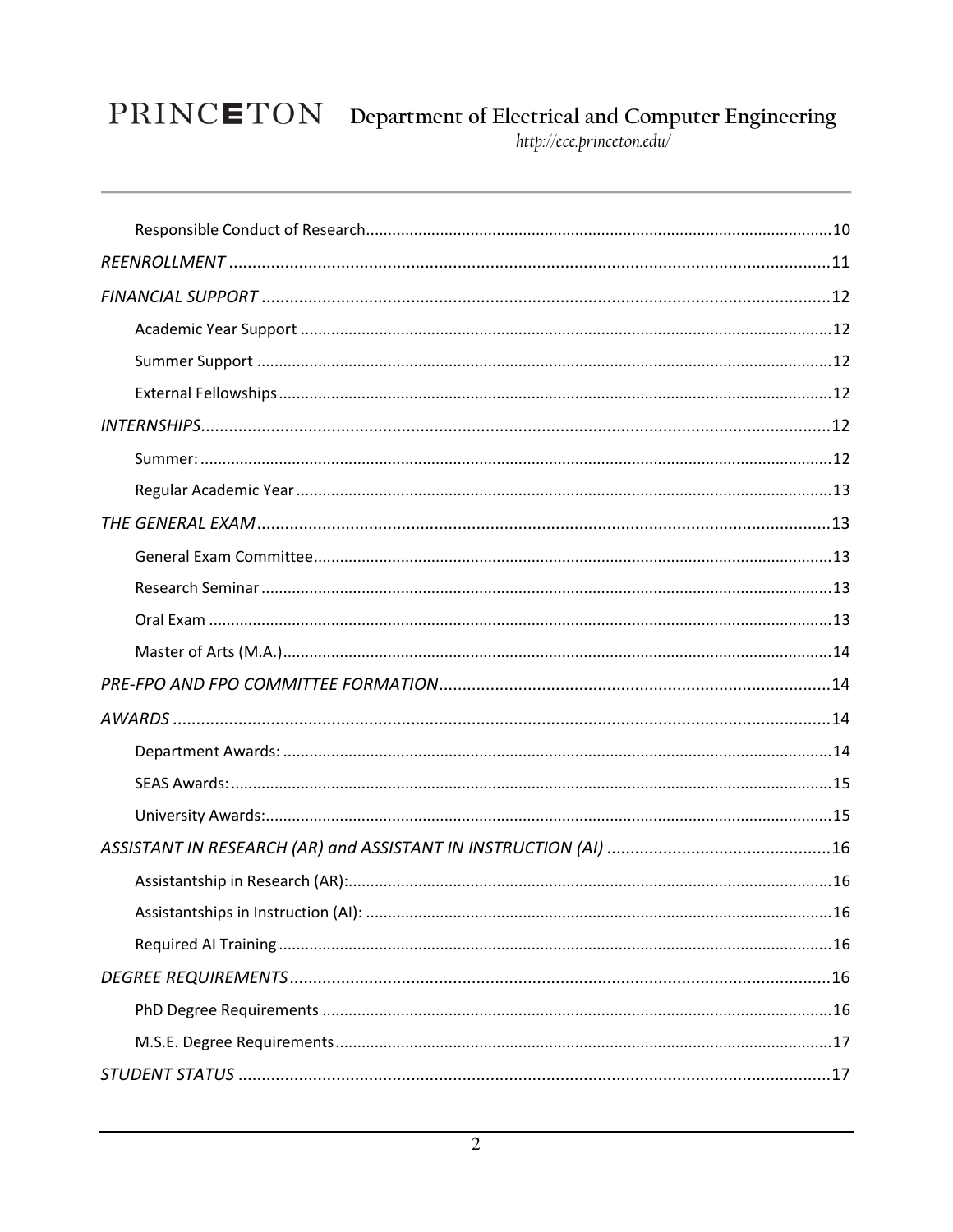Responsible Conduct of Research ........................................................................................................... 10

*REENROLLMENT* ................................................................................................................................ 11

*FINANCIAL SUPPORT* .......................................................................................................................... 12

Academic Year Support .......................................................................................................................... 12

Summer Support ..................................................................................................................................... 12

External Fellowships ............................................................................................................................... 12

*INTERNSHIPS* ....................................................................................................................................... 12

Summer: ................................................................................................................................................. 12

Regular Academic Year ........................................................................................................................... 13

*THE GENERAL EXAM* ........................................................................................................................... 13

General Exam Committee ....................................................................................................................... 13

Research Seminar ................................................................................................................................... 13

Oral Exam ............................................................................................................................................... 13

Master of Arts (M.A.) .............................................................................................................................. 14

*PRE-FPO AND FPO COMMITTEE FORMATION* .................................................................................... 14

*AWARDS* ............................................................................................................................................. 14

Department Awards: ............................................................................................................................... 14

SEAS Awards: .......................................................................................................................................... 15

University Awards: .................................................................................................................................. 15

*ASSISTANT IN RESEARCH (AR) and ASSISTANT IN INSTRUCTION (AI)* ................................................. 16

Assistantship in Research (AR): ............................................................................................................... 16

Assistantships in Instruction (AI): ........................................................................................................... 16

Required AI Training ............................................................................................................................... 16

*DEGREE REQUIREMENTS* ..................................................................................................................... 16

PhD Degree Requirements ...................................................................................................................... 16

M.S.E. Degree Requirements .................................................................................................................. 17

*STUDENT STATUS* ............................................................................................................................... 17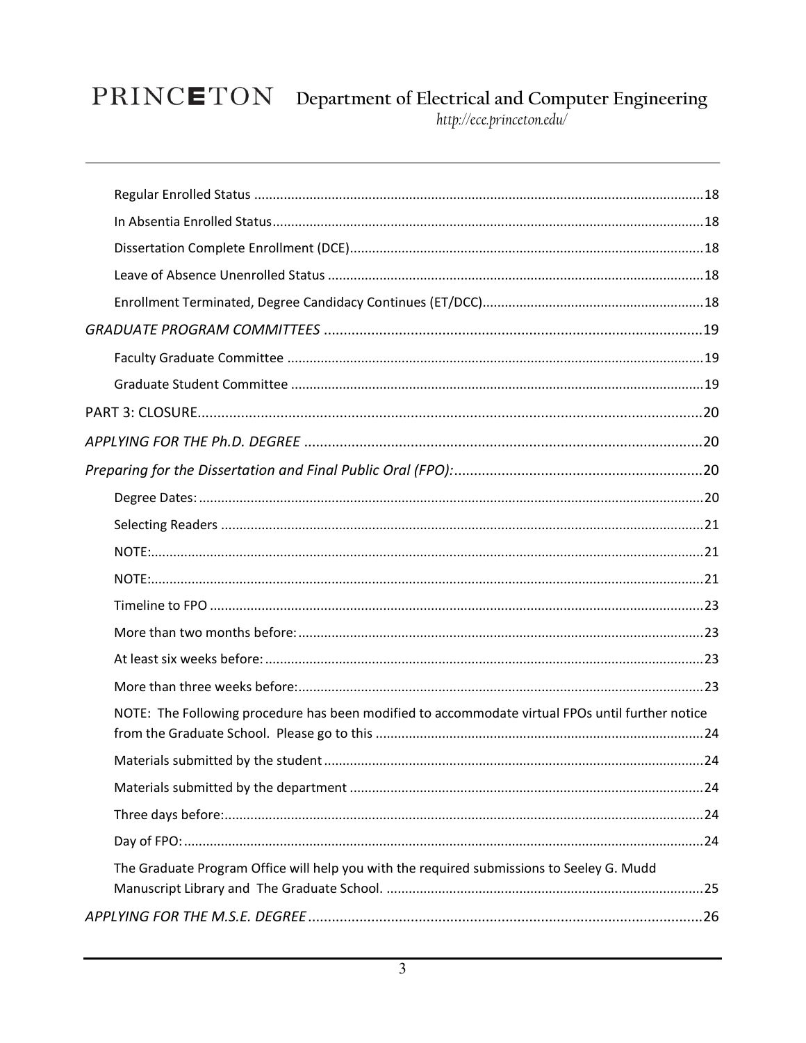Regular Enrolled Status ........................................................................................................................18

In Absentia Enrolled Status....................................................................................................................18

Dissertation Complete Enrollment (DCE)...............................................................................................18

Leave of Absence Unenrolled Status .....................................................................................................18

Enrollment Terminated, Degree Candidacy Continues (ET/DCC)...........................................................18

*GRADUATE PROGRAM COMMITTEES* ...............................................................................................19

Faculty Graduate Committee ................................................................................................................19

Graduate Student Committee ...............................................................................................................19

PART 3: CLOSURE.................................................................................................................................20

*APPLYING FOR THE Ph.D. DEGREE* .....................................................................................................20

*Preparing for the Dissertation and Final Public Oral (FPO):*...............................................................20

Degree Dates: ........................................................................................................................................20

Selecting Readers ..................................................................................................................................21

NOTE:.....................................................................................................................................................21

NOTE:.....................................................................................................................................................21

Timeline to FPO .....................................................................................................................................23

More than two months before: .............................................................................................................23

At least six weeks before: ......................................................................................................................23

More than three weeks before:.............................................................................................................23

NOTE: The Following procedure has been modified to accommodate virtual FPOs until further notice from the Graduate School. Please go to this ........................................................................................24

Materials submitted by the student ......................................................................................................24

Materials submitted by the department ...............................................................................................24

Three days before:..................................................................................................................................24

Day of FPO: ............................................................................................................................................24

The Graduate Program Office will help you with the required submissions to Seeley G. Mudd Manuscript Library and The Graduate School. .....................................................................................25

*APPLYING FOR THE M.S.E. DEGREE* ....................................................................................................26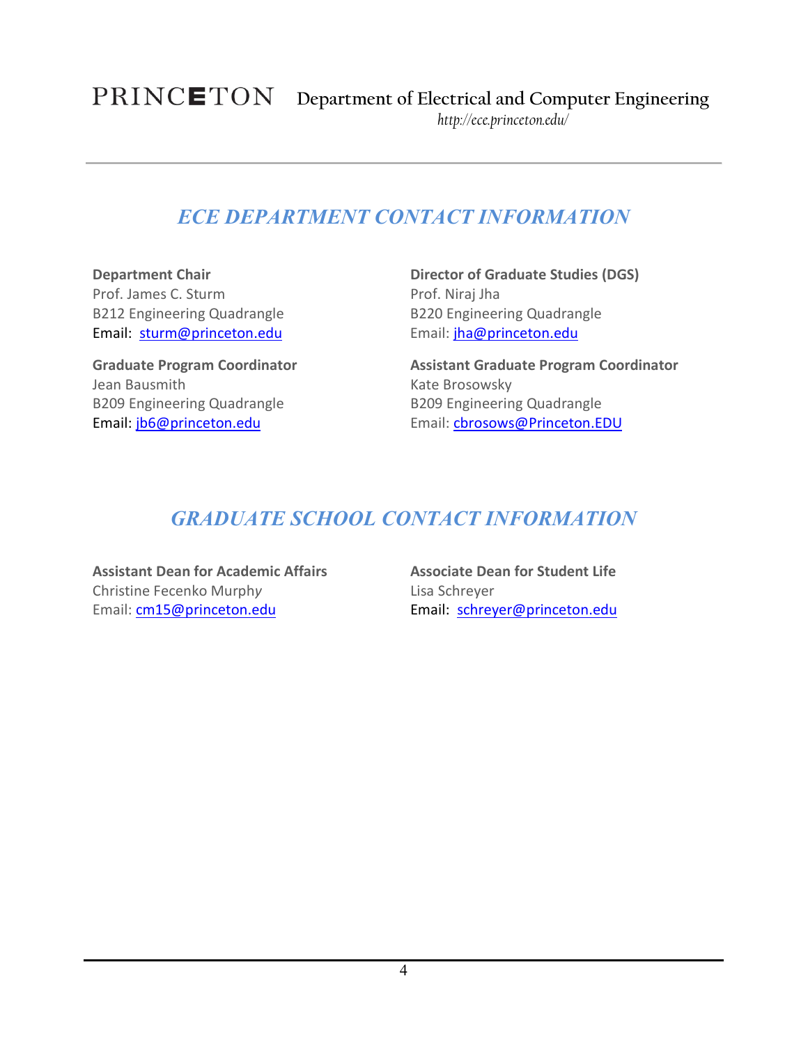# ECE DEPARTMENT CONTACT INFORMATION

**Department Chair**
Prof. James C. Sturm
B212 Engineering Quadrangle
Email: sturm@princeton.edu

**Director of Graduate Studies (DGS)**
Prof. Niraj Jha
B220 Engineering Quadrangle
Email: jha@princeton.edu

**Graduate Program Coordinator**
Jean Bausmith
B209 Engineering Quadrangle
Email: jb6@princeton.edu

**Assistant Graduate Program Coordinator**
Kate Brosowsky
B209 Engineering Quadrangle
Email: cbrosows@Princeton.EDU

# GRADUATE SCHOOL CONTACT INFORMATION

**Assistant Dean for Academic Affairs**
Christine Fecenko Murphy
Email: cm15@princeton.edu

**Associate Dean for Student Life**
Lisa Schreyer
Email: schreyer@princeton.edu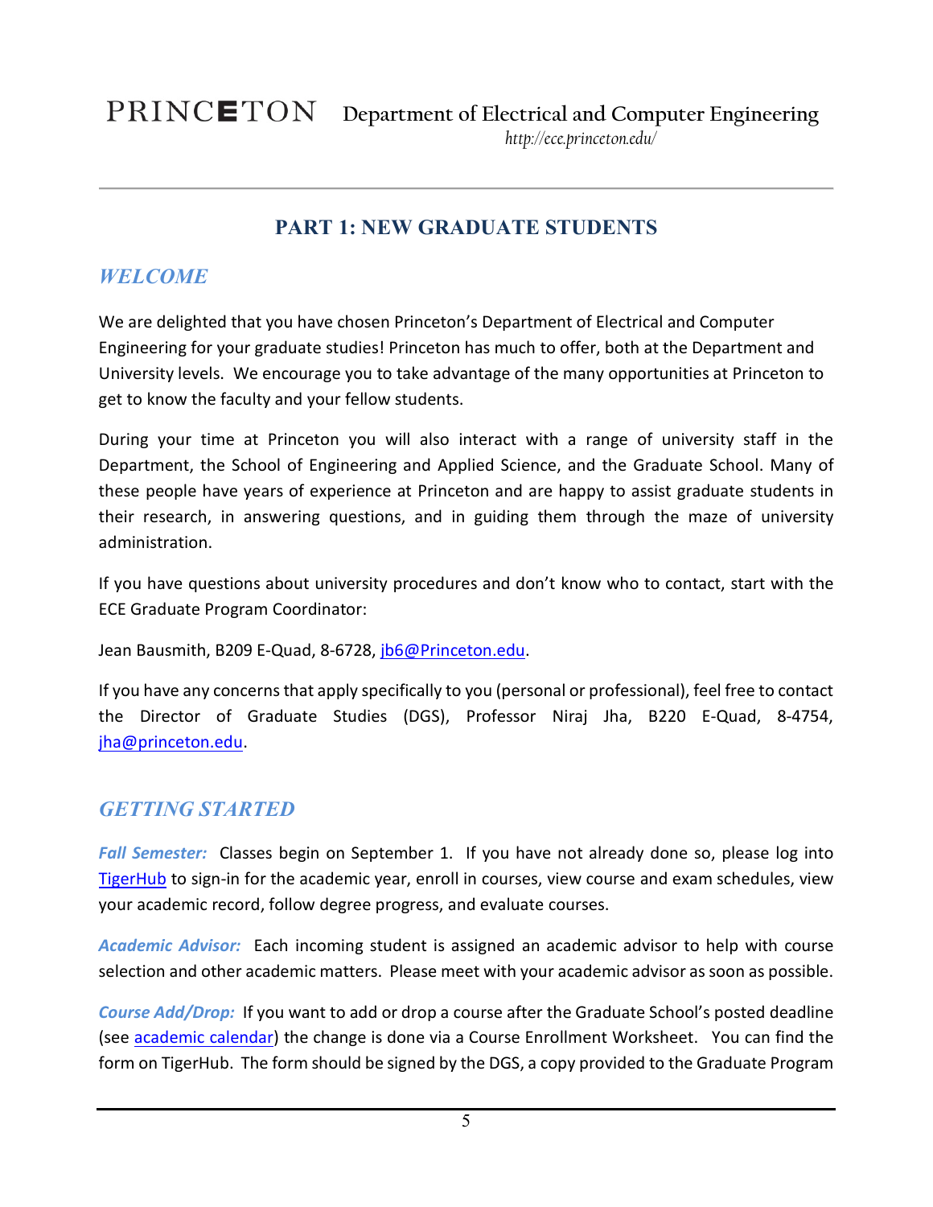PRINCETON Department of Electrical and Computer Engineering
*http://ece.princeton.edu/*

# PART 1: NEW GRADUATE STUDENTS

## *WELCOME*

We are delighted that you have chosen Princeton's Department of Electrical and Computer Engineering for your graduate studies! Princeton has much to offer, both at the Department and University levels. We encourage you to take advantage of the many opportunities at Princeton to get to know the faculty and your fellow students.

During your time at Princeton you will also interact with a range of university staff in the Department, the School of Engineering and Applied Science, and the Graduate School. Many of these people have years of experience at Princeton and are happy to assist graduate students in their research, in answering questions, and in guiding them through the maze of university administration.

If you have questions about university procedures and don't know who to contact, start with the ECE Graduate Program Coordinator:

Jean Bausmith, B209 E-Quad, 8-6728, jb6@Princeton.edu.

If you have any concerns that apply specifically to you (personal or professional), feel free to contact the Director of Graduate Studies (DGS), Professor Niraj Jha, B220 E-Quad, 8-4754, jha@princeton.edu.

## *GETTING STARTED*

***Fall Semester:*** Classes begin on September 1. If you have not already done so, please log into TigerHub to sign-in for the academic year, enroll in courses, view course and exam schedules, view your academic record, follow degree progress, and evaluate courses.

***Academic Advisor:*** Each incoming student is assigned an academic advisor to help with course selection and other academic matters. Please meet with your academic advisor as soon as possible.

***Course Add/Drop:*** If you want to add or drop a course after the Graduate School's posted deadline (see academic calendar) the change is done via a Course Enrollment Worksheet. You can find the form on TigerHub. The form should be signed by the DGS, a copy provided to the Graduate Program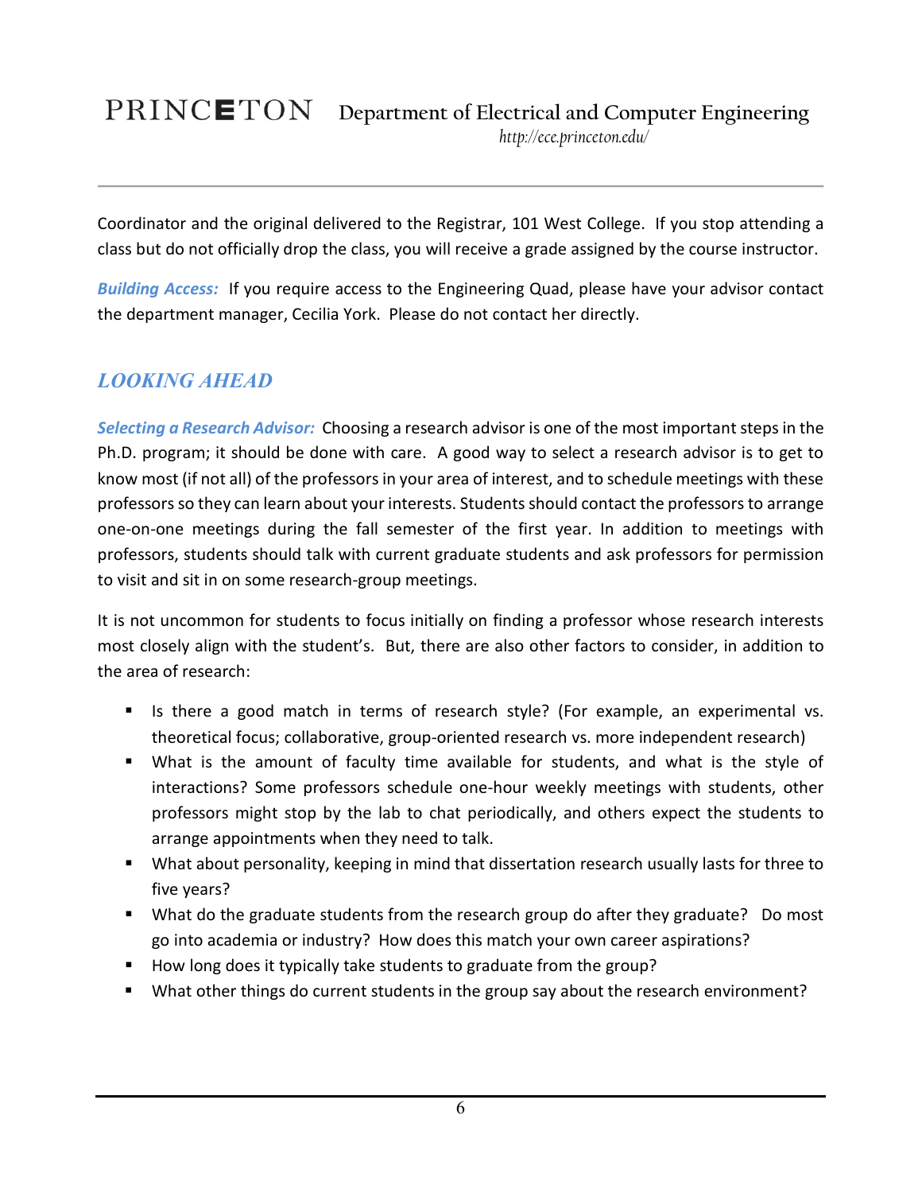Coordinator and the original delivered to the Registrar, 101 West College. If you stop attending a class but do not officially drop the class, you will receive a grade assigned by the course instructor.

***Building Access:*** If you require access to the Engineering Quad, please have your advisor contact the department manager, Cecilia York. Please do not contact her directly.

## *LOOKING AHEAD*

***Selecting a Research Advisor:*** Choosing a research advisor is one of the most important steps in the Ph.D. program; it should be done with care. A good way to select a research advisor is to get to know most (if not all) of the professors in your area of interest, and to schedule meetings with these professors so they can learn about your interests. Students should contact the professors to arrange one-on-one meetings during the fall semester of the first year. In addition to meetings with professors, students should talk with current graduate students and ask professors for permission to visit and sit in on some research-group meetings.

It is not uncommon for students to focus initially on finding a professor whose research interests most closely align with the student's. But, there are also other factors to consider, in addition to the area of research:

- Is there a good match in terms of research style? (For example, an experimental vs. theoretical focus; collaborative, group-oriented research vs. more independent research)
- What is the amount of faculty time available for students, and what is the style of interactions? Some professors schedule one-hour weekly meetings with students, other professors might stop by the lab to chat periodically, and others expect the students to arrange appointments when they need to talk.
- What about personality, keeping in mind that dissertation research usually lasts for three to five years?
- What do the graduate students from the research group do after they graduate? Do most go into academia or industry? How does this match your own career aspirations?
- How long does it typically take students to graduate from the group?
- What other things do current students in the group say about the research environment?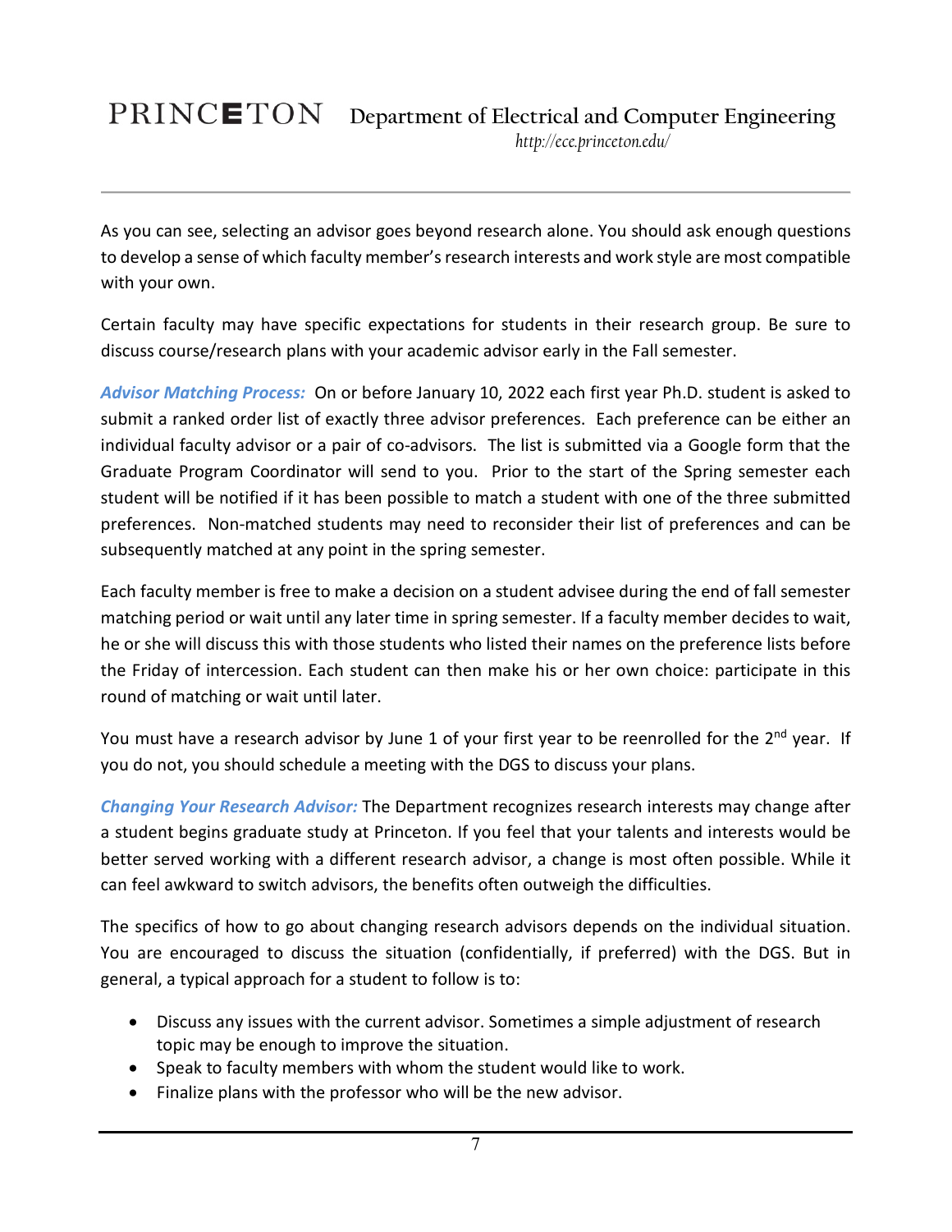As you can see, selecting an advisor goes beyond research alone. You should ask enough questions to develop a sense of which faculty member's research interests and work style are most compatible with your own.

Certain faculty may have specific expectations for students in their research group. Be sure to discuss course/research plans with your academic advisor early in the Fall semester.

***Advisor Matching Process:*** On or before January 10, 2022 each first year Ph.D. student is asked to submit a ranked order list of exactly three advisor preferences. Each preference can be either an individual faculty advisor or a pair of co-advisors. The list is submitted via a Google form that the Graduate Program Coordinator will send to you. Prior to the start of the Spring semester each student will be notified if it has been possible to match a student with one of the three submitted preferences. Non-matched students may need to reconsider their list of preferences and can be subsequently matched at any point in the spring semester.

Each faculty member is free to make a decision on a student advisee during the end of fall semester matching period or wait until any later time in spring semester. If a faculty member decides to wait, he or she will discuss this with those students who listed their names on the preference lists before the Friday of intercession. Each student can then make his or her own choice: participate in this round of matching or wait until later.

You must have a research advisor by June 1 of your first year to be reenrolled for the 2nd year. If you do not, you should schedule a meeting with the DGS to discuss your plans.

***Changing Your Research Advisor:*** The Department recognizes research interests may change after a student begins graduate study at Princeton. If you feel that your talents and interests would be better served working with a different research advisor, a change is most often possible. While it can feel awkward to switch advisors, the benefits often outweigh the difficulties.

The specifics of how to go about changing research advisors depends on the individual situation. You are encouraged to discuss the situation (confidentially, if preferred) with the DGS. But in general, a typical approach for a student to follow is to:

- Discuss any issues with the current advisor. Sometimes a simple adjustment of research topic may be enough to improve the situation.
- Speak to faculty members with whom the student would like to work.
- Finalize plans with the professor who will be the new advisor.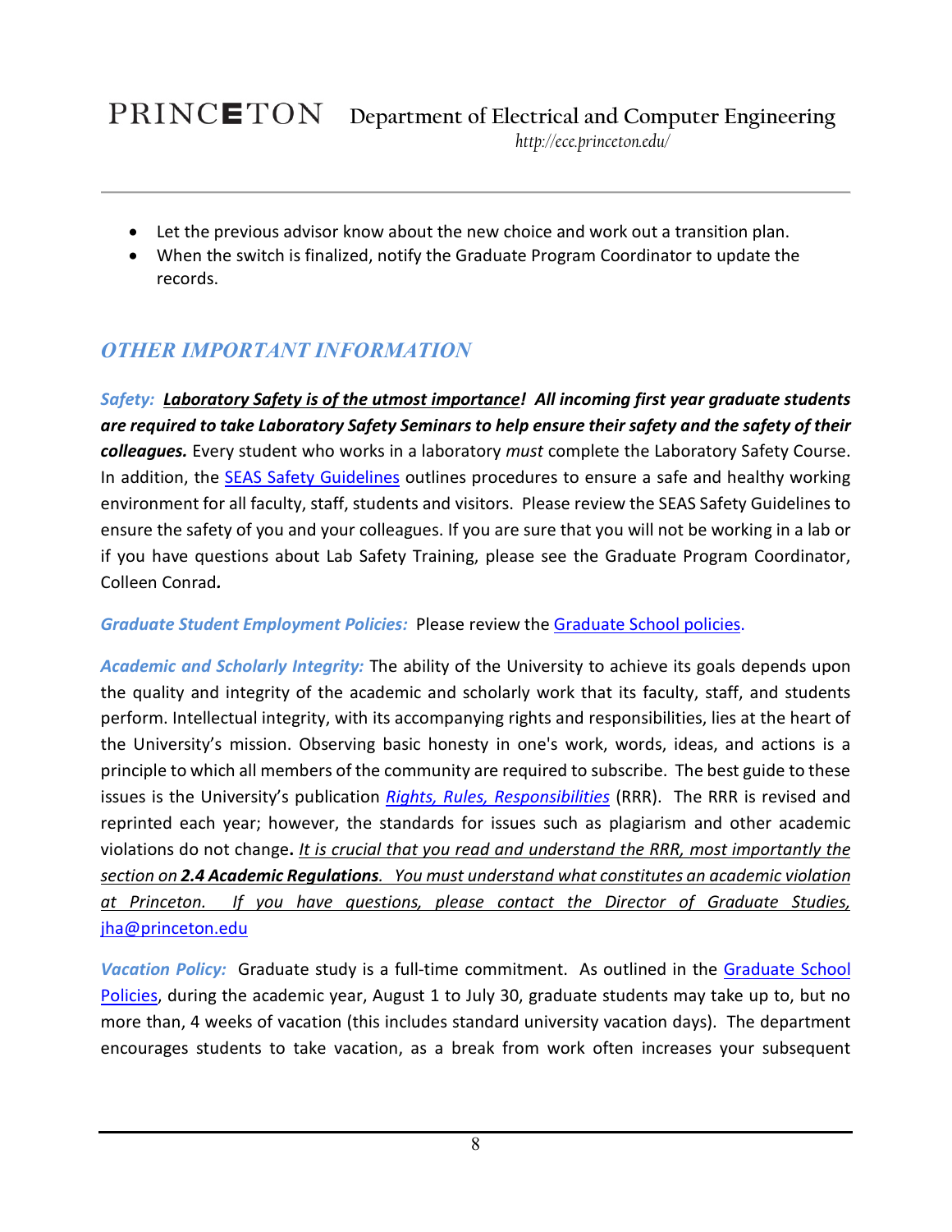- Let the previous advisor know about the new choice and work out a transition plan.
- When the switch is finalized, notify the Graduate Program Coordinator to update the records.

## *OTHER IMPORTANT INFORMATION*

***Safety:*** ***Laboratory Safety is of the utmost importance! All incoming first year graduate students are required to take Laboratory Safety Seminars to help ensure their safety and the safety of their colleagues.*** Every student who works in a laboratory *must* complete the Laboratory Safety Course. In addition, the SEAS Safety Guidelines outlines procedures to ensure a safe and healthy working environment for all faculty, staff, students and visitors. Please review the SEAS Safety Guidelines to ensure the safety of you and your colleagues. If you are sure that you will not be working in a lab or if you have questions about Lab Safety Training, please see the Graduate Program Coordinator, Colleen Conrad.

***Graduate Student Employment Policies:*** Please review the Graduate School policies.

***Academic and Scholarly Integrity:*** The ability of the University to achieve its goals depends upon the quality and integrity of the academic and scholarly work that its faculty, staff, and students perform. Intellectual integrity, with its accompanying rights and responsibilities, lies at the heart of the University's mission. Observing basic honesty in one's work, words, ideas, and actions is a principle to which all members of the community are required to subscribe. The best guide to these issues is the University's publication *Rights, Rules, Responsibilities* (RRR). The RRR is revised and reprinted each year; however, the standards for issues such as plagiarism and other academic violations do not change. *It is crucial that you read and understand the RRR, most importantly the section on **2.4 Academic Regulations**. You must understand what constitutes an academic violation at Princeton. If you have questions, please contact the Director of Graduate Studies,* jha@princeton.edu

***Vacation Policy:*** Graduate study is a full-time commitment. As outlined in the Graduate School Policies, during the academic year, August 1 to July 30, graduate students may take up to, but no more than, 4 weeks of vacation (this includes standard university vacation days). The department encourages students to take vacation, as a break from work often increases your subsequent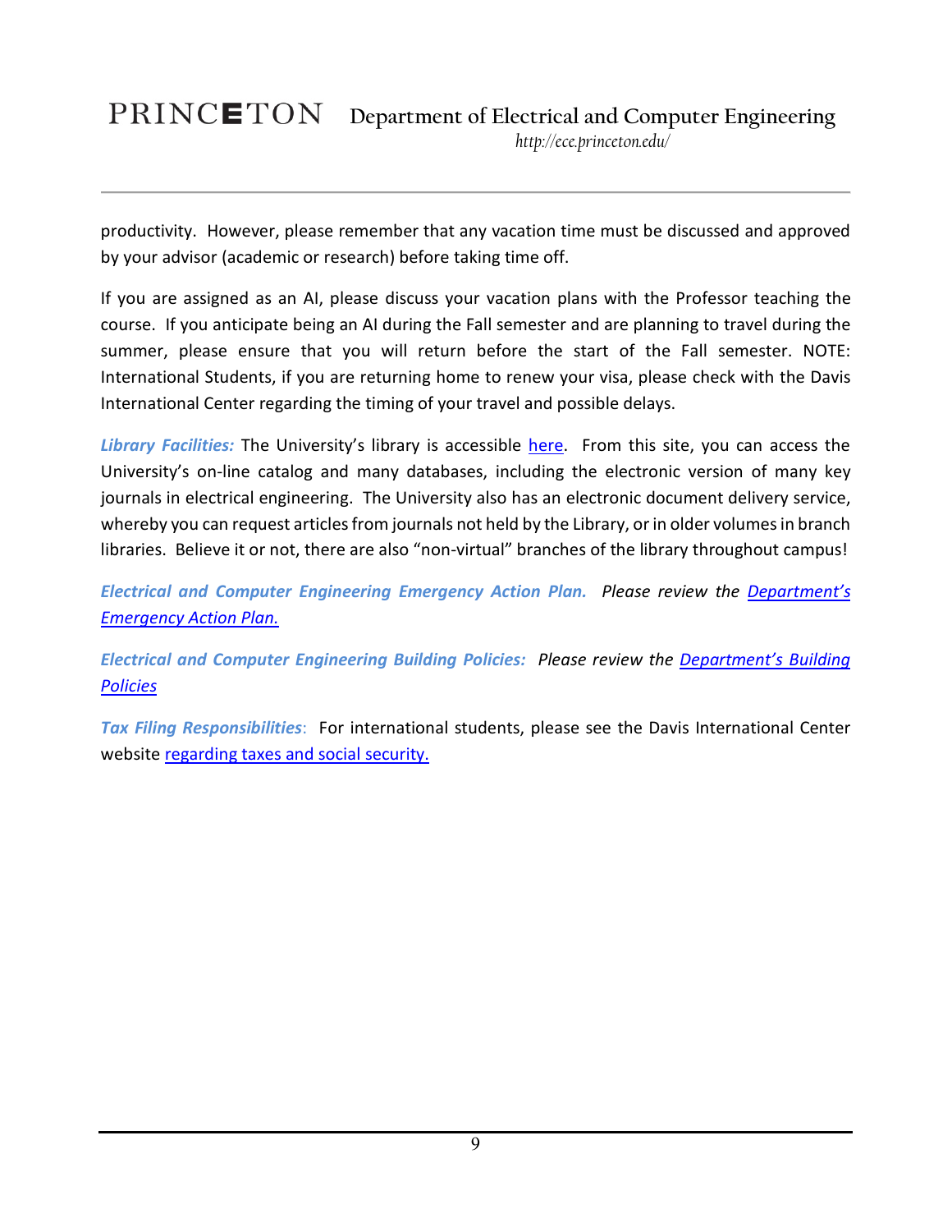productivity. However, please remember that any vacation time must be discussed and approved by your advisor (academic or research) before taking time off.

If you are assigned as an AI, please discuss your vacation plans with the Professor teaching the course. If you anticipate being an AI during the Fall semester and are planning to travel during the summer, please ensure that you will return before the start of the Fall semester. NOTE: International Students, if you are returning home to renew your visa, please check with the Davis International Center regarding the timing of your travel and possible delays.

***Library Facilities:*** The University's library is accessible here. From this site, you can access the University's on-line catalog and many databases, including the electronic version of many key journals in electrical engineering. The University also has an electronic document delivery service, whereby you can request articles from journals not held by the Library, or in older volumes in branch libraries. Believe it or not, there are also "non-virtual" branches of the library throughout campus!

***Electrical and Computer Engineering Emergency Action Plan.*** *Please review the Department's Emergency Action Plan.*

***Electrical and Computer Engineering Building Policies:*** *Please review the Department's Building Policies*

***Tax Filing Responsibilities***: For international students, please see the Davis International Center website regarding taxes and social security.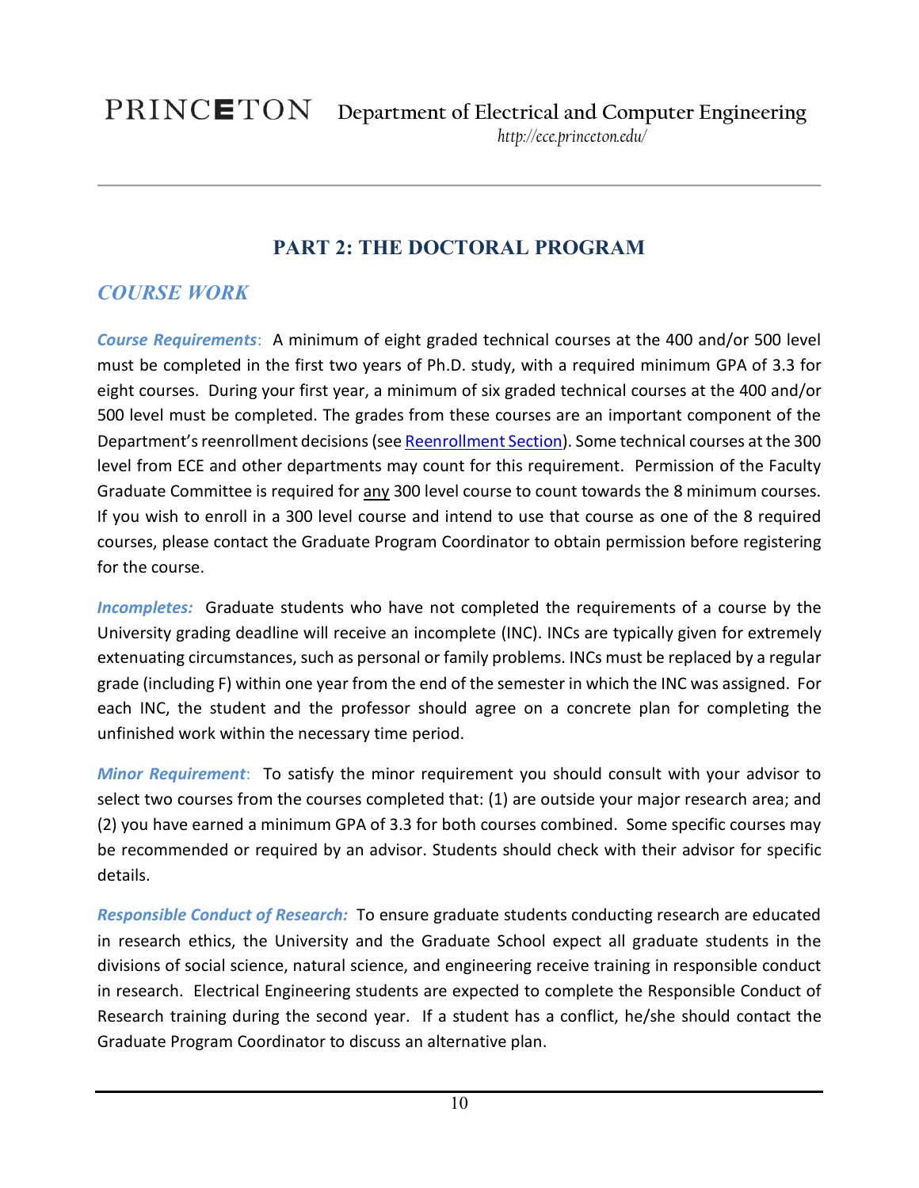## PART 2: THE DOCTORAL PROGRAM

### *COURSE WORK*

***Course Requirements***: A minimum of eight graded technical courses at the 400 and/or 500 level must be completed in the first two years of Ph.D. study, with a required minimum GPA of 3.3 for eight courses. During your first year, a minimum of six graded technical courses at the 400 and/or 500 level must be completed. The grades from these courses are an important component of the Department's reenrollment decisions (see Reenrollment Section). Some technical courses at the 300 level from ECE and other departments may count for this requirement. Permission of the Faculty Graduate Committee is required for any 300 level course to count towards the 8 minimum courses. If you wish to enroll in a 300 level course and intend to use that course as one of the 8 required courses, please contact the Graduate Program Coordinator to obtain permission before registering for the course.

***Incompletes:*** Graduate students who have not completed the requirements of a course by the University grading deadline will receive an incomplete (INC). INCs are typically given for extremely extenuating circumstances, such as personal or family problems. INCs must be replaced by a regular grade (including F) within one year from the end of the semester in which the INC was assigned. For each INC, the student and the professor should agree on a concrete plan for completing the unfinished work within the necessary time period.

***Minor Requirement***: To satisfy the minor requirement you should consult with your advisor to select two courses from the courses completed that: (1) are outside your major research area; and (2) you have earned a minimum GPA of 3.3 for both courses combined. Some specific courses may be recommended or required by an advisor. Students should check with their advisor for specific details.

***Responsible Conduct of Research:*** To ensure graduate students conducting research are educated in research ethics, the University and the Graduate School expect all graduate students in the divisions of social science, natural science, and engineering receive training in responsible conduct in research. Electrical Engineering students are expected to complete the Responsible Conduct of Research training during the second year. If a student has a conflict, he/she should contact the Graduate Program Coordinator to discuss an alternative plan.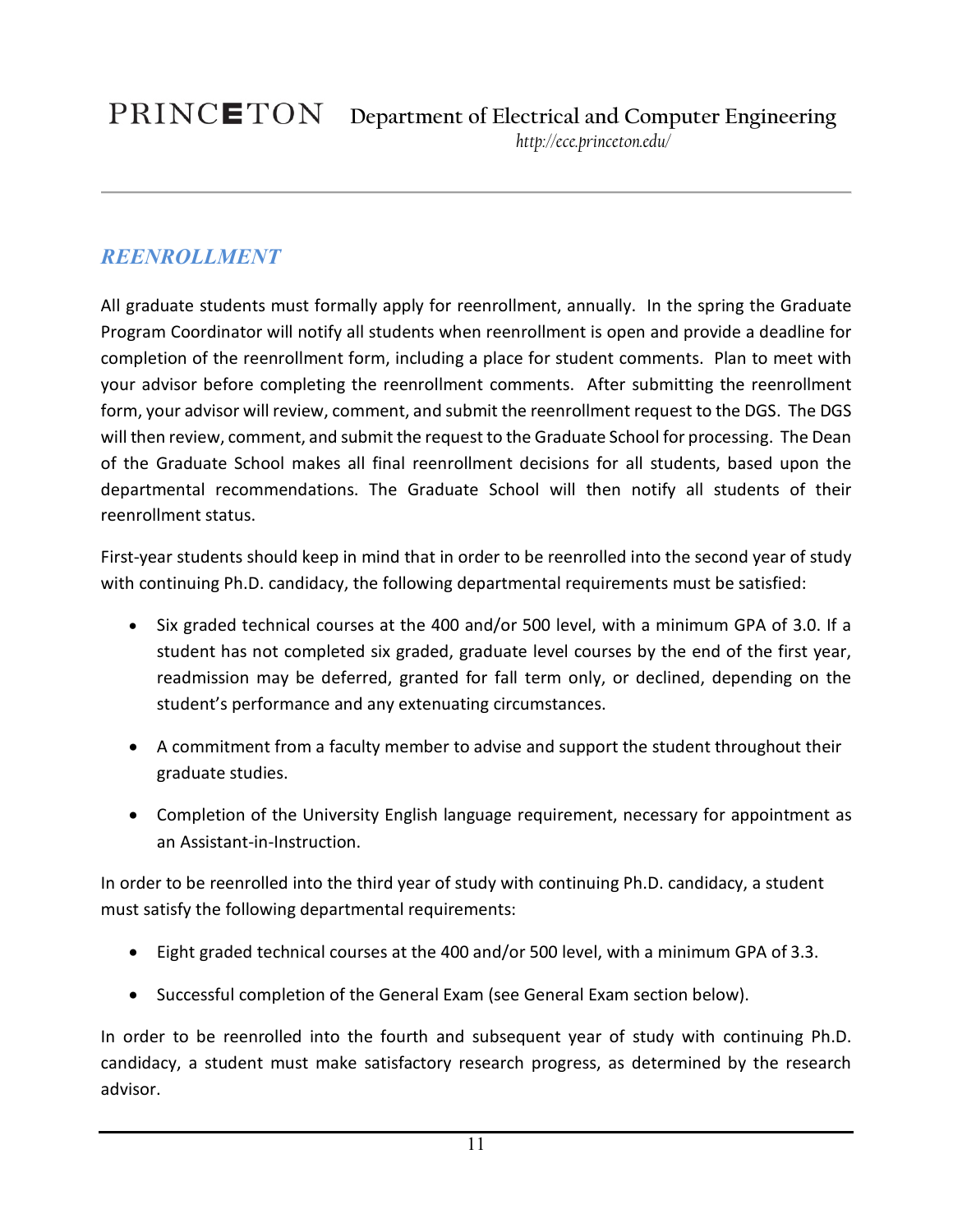## REENROLLMENT

All graduate students must formally apply for reenrollment, annually. In the spring the Graduate Program Coordinator will notify all students when reenrollment is open and provide a deadline for completion of the reenrollment form, including a place for student comments. Plan to meet with your advisor before completing the reenrollment comments. After submitting the reenrollment form, your advisor will review, comment, and submit the reenrollment request to the DGS. The DGS will then review, comment, and submit the request to the Graduate School for processing. The Dean of the Graduate School makes all final reenrollment decisions for all students, based upon the departmental recommendations. The Graduate School will then notify all students of their reenrollment status.

First-year students should keep in mind that in order to be reenrolled into the second year of study with continuing Ph.D. candidacy, the following departmental requirements must be satisfied:

- Six graded technical courses at the 400 and/or 500 level, with a minimum GPA of 3.0. If a student has not completed six graded, graduate level courses by the end of the first year, readmission may be deferred, granted for fall term only, or declined, depending on the student's performance and any extenuating circumstances.
- A commitment from a faculty member to advise and support the student throughout their graduate studies.
- Completion of the University English language requirement, necessary for appointment as an Assistant-in-Instruction.

In order to be reenrolled into the third year of study with continuing Ph.D. candidacy, a student must satisfy the following departmental requirements:

- Eight graded technical courses at the 400 and/or 500 level, with a minimum GPA of 3.3.
- Successful completion of the General Exam (see General Exam section below).

In order to be reenrolled into the fourth and subsequent year of study with continuing Ph.D. candidacy, a student must make satisfactory research progress, as determined by the research advisor.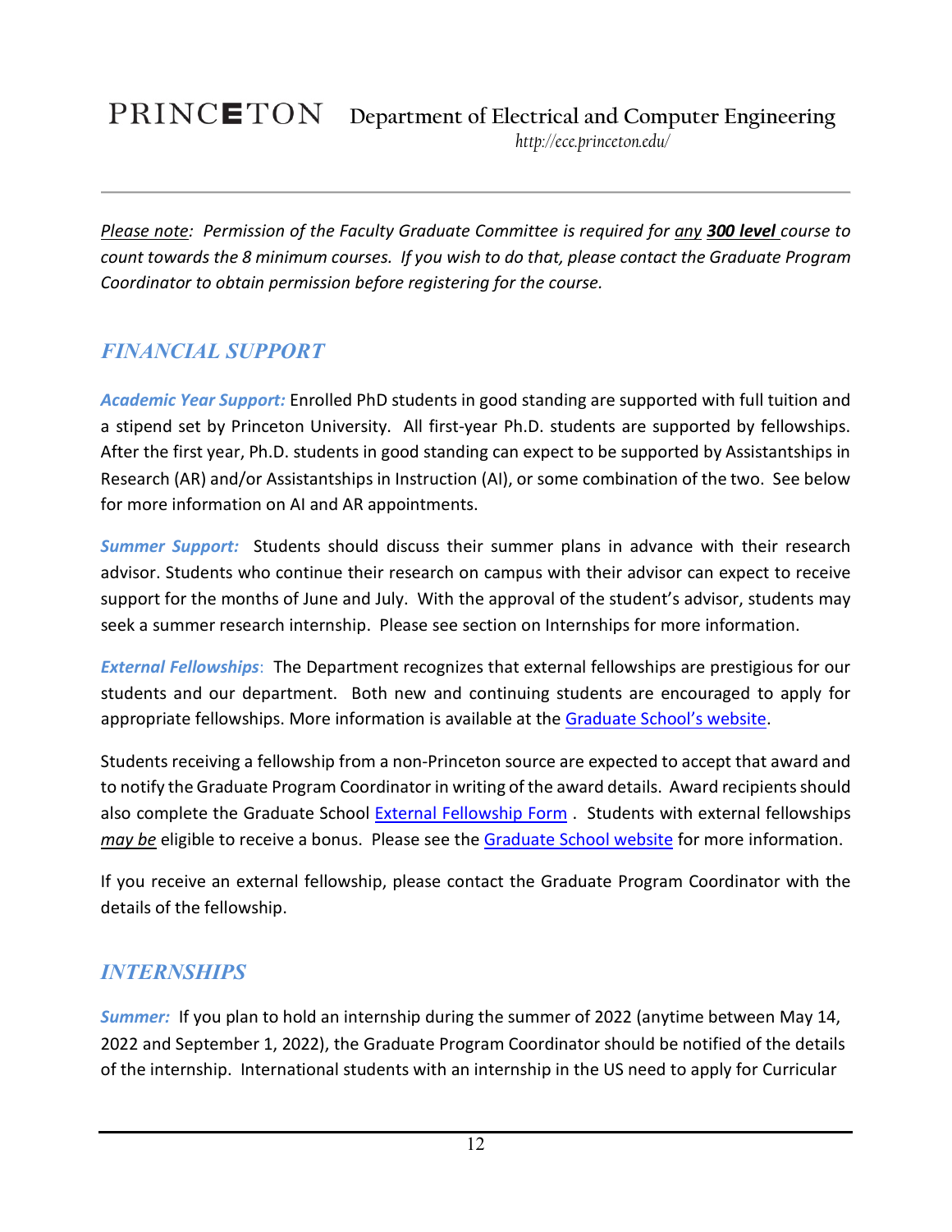*Please note: Permission of the Faculty Graduate Committee is required for any **300 level** course to count towards the 8 minimum courses. If you wish to do that, please contact the Graduate Program Coordinator to obtain permission before registering for the course.*

## *FINANCIAL SUPPORT*

***Academic Year Support:*** Enrolled PhD students in good standing are supported with full tuition and a stipend set by Princeton University. All first-year Ph.D. students are supported by fellowships. After the first year, Ph.D. students in good standing can expect to be supported by Assistantships in Research (AR) and/or Assistantships in Instruction (AI), or some combination of the two. See below for more information on AI and AR appointments.

***Summer Support:*** Students should discuss their summer plans in advance with their research advisor. Students who continue their research on campus with their advisor can expect to receive support for the months of June and July. With the approval of the student's advisor, students may seek a summer research internship. Please see section on Internships for more information.

***External Fellowships***: The Department recognizes that external fellowships are prestigious for our students and our department. Both new and continuing students are encouraged to apply for appropriate fellowships. More information is available at the Graduate School's website.

Students receiving a fellowship from a non-Princeton source are expected to accept that award and to notify the Graduate Program Coordinator in writing of the award details. Award recipients should also complete the Graduate School External Fellowship Form . Students with external fellowships ***may be*** eligible to receive a bonus. Please see the Graduate School website for more information.

If you receive an external fellowship, please contact the Graduate Program Coordinator with the details of the fellowship.

## *INTERNSHIPS*

***Summer:*** If you plan to hold an internship during the summer of 2022 (anytime between May 14, 2022 and September 1, 2022), the Graduate Program Coordinator should be notified of the details of the internship. International students with an internship in the US need to apply for Curricular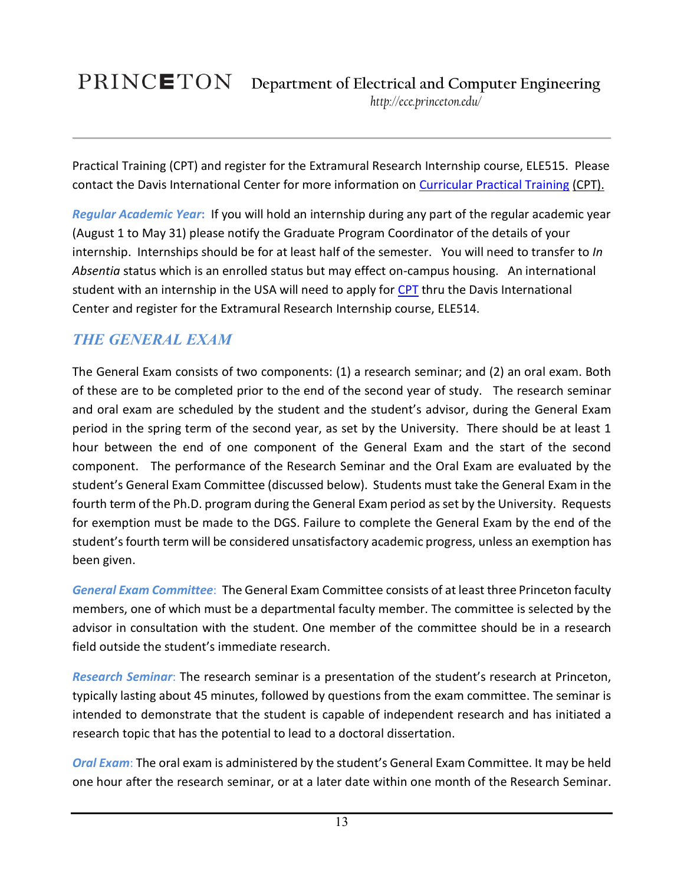Practical Training (CPT) and register for the Extramural Research Internship course, ELE515. Please contact the Davis International Center for more information on [Curricular Practical Training](#) (CPT).

***Regular Academic Year*:** If you will hold an internship during any part of the regular academic year (August 1 to May 31) please notify the Graduate Program Coordinator of the details of your internship. Internships should be for at least half of the semester. You will need to transfer to *In Absentia* status which is an enrolled status but may effect on-campus housing. An international student with an internship in the USA will need to apply for [CPT](#) thru the Davis International Center and register for the Extramural Research Internship course, ELE514.

## *THE GENERAL EXAM*

The General Exam consists of two components: (1) a research seminar; and (2) an oral exam. Both of these are to be completed prior to the end of the second year of study. The research seminar and oral exam are scheduled by the student and the student's advisor, during the General Exam period in the spring term of the second year, as set by the University. There should be at least 1 hour between the end of one component of the General Exam and the start of the second component. The performance of the Research Seminar and the Oral Exam are evaluated by the student's General Exam Committee (discussed below). Students must take the General Exam in the fourth term of the Ph.D. program during the General Exam period as set by the University. Requests for exemption must be made to the DGS. Failure to complete the General Exam by the end of the student's fourth term will be considered unsatisfactory academic progress, unless an exemption has been given.

***General Exam Committee***: The General Exam Committee consists of at least three Princeton faculty members, one of which must be a departmental faculty member. The committee is selected by the advisor in consultation with the student. One member of the committee should be in a research field outside the student's immediate research.

***Research Seminar***: The research seminar is a presentation of the student's research at Princeton, typically lasting about 45 minutes, followed by questions from the exam committee. The seminar is intended to demonstrate that the student is capable of independent research and has initiated a research topic that has the potential to lead to a doctoral dissertation.

***Oral Exam***: The oral exam is administered by the student's General Exam Committee. It may be held one hour after the research seminar, or at a later date within one month of the Research Seminar.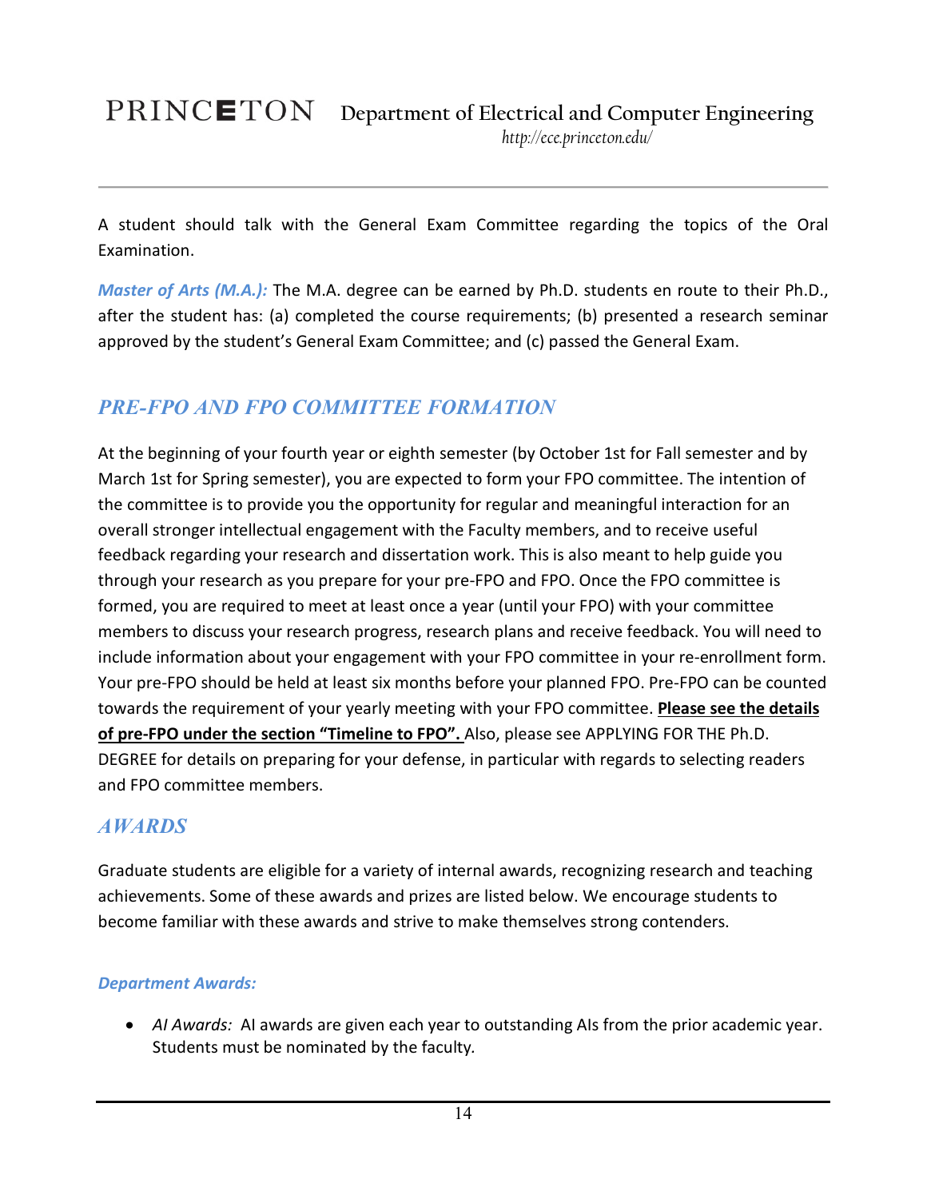A student should talk with the General Exam Committee regarding the topics of the Oral Examination.

***Master of Arts (M.A.):*** The M.A. degree can be earned by Ph.D. students en route to their Ph.D., after the student has: (a) completed the course requirements; (b) presented a research seminar approved by the student's General Exam Committee; and (c) passed the General Exam.

## *PRE-FPO AND FPO COMMITTEE FORMATION*

At the beginning of your fourth year or eighth semester (by October 1st for Fall semester and by March 1st for Spring semester), you are expected to form your FPO committee. The intention of the committee is to provide you the opportunity for regular and meaningful interaction for an overall stronger intellectual engagement with the Faculty members, and to receive useful feedback regarding your research and dissertation work. This is also meant to help guide you through your research as you prepare for your pre-FPO and FPO. Once the FPO committee is formed, you are required to meet at least once a year (until your FPO) with your committee members to discuss your research progress, research plans and receive feedback. You will need to include information about your engagement with your FPO committee in your re-enrollment form. Your pre-FPO should be held at least six months before your planned FPO. Pre-FPO can be counted towards the requirement of your yearly meeting with your FPO committee. **Please see the details of pre-FPO under the section "Timeline to FPO".** Also, please see APPLYING FOR THE Ph.D. DEGREE for details on preparing for your defense, in particular with regards to selecting readers and FPO committee members.

## *AWARDS*

Graduate students are eligible for a variety of internal awards, recognizing research and teaching achievements. Some of these awards and prizes are listed below. We encourage students to become familiar with these awards and strive to make themselves strong contenders.

***Department Awards:***

- *AI Awards:* AI awards are given each year to outstanding AIs from the prior academic year. Students must be nominated by the faculty.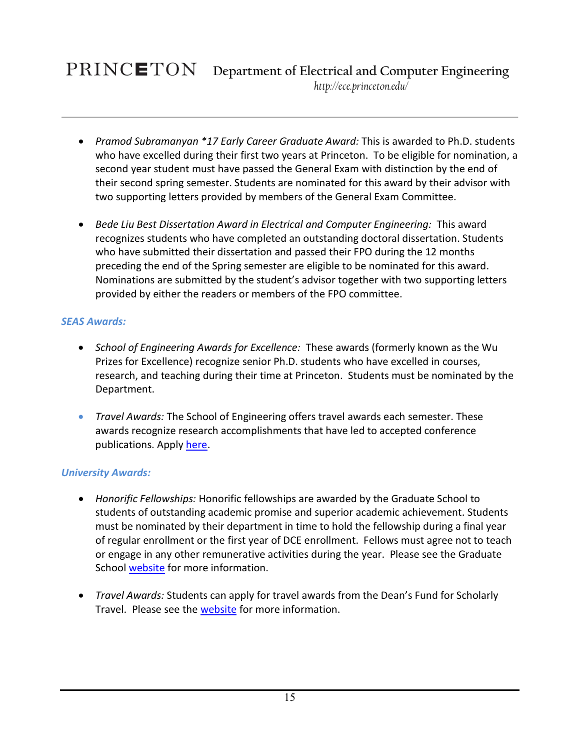- *Pramod Subramanyan *17 Early Career Graduate Award:* This is awarded to Ph.D. students who have excelled during their first two years at Princeton. To be eligible for nomination, a second year student must have passed the General Exam with distinction by the end of their second spring semester. Students are nominated for this award by their advisor with two supporting letters provided by members of the General Exam Committee.

- *Bede Liu Best Dissertation Award in Electrical and Computer Engineering:* This award recognizes students who have completed an outstanding doctoral dissertation. Students who have submitted their dissertation and passed their FPO during the 12 months preceding the end of the Spring semester are eligible to be nominated for this award. Nominations are submitted by the student's advisor together with two supporting letters provided by either the readers or members of the FPO committee.

### *SEAS Awards:*

- *School of Engineering Awards for Excellence:* These awards (formerly known as the Wu Prizes for Excellence) recognize senior Ph.D. students who have excelled in courses, research, and teaching during their time at Princeton. Students must be nominated by the Department.

- *Travel Awards:* The School of Engineering offers travel awards each semester. These awards recognize research accomplishments that have led to accepted conference publications. Apply here.

### *University Awards:*

- *Honorific Fellowships:* Honorific fellowships are awarded by the Graduate School to students of outstanding academic promise and superior academic achievement. Students must be nominated by their department in time to hold the fellowship during a final year of regular enrollment or the first year of DCE enrollment. Fellows must agree not to teach or engage in any other remunerative activities during the year. Please see the Graduate School website for more information.

- *Travel Awards:* Students can apply for travel awards from the Dean's Fund for Scholarly Travel. Please see the website for more information.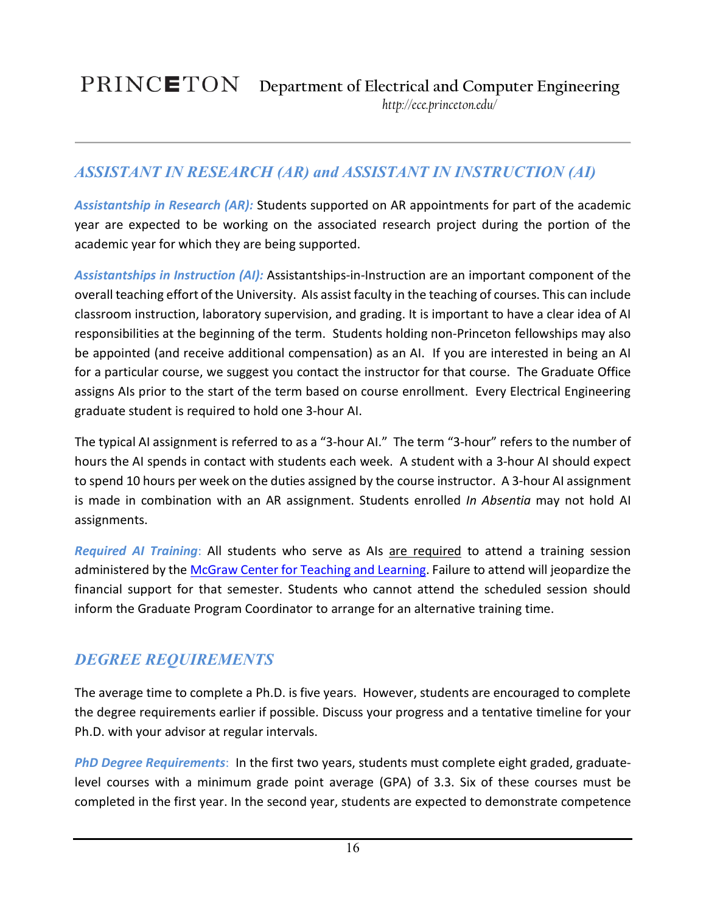## *ASSISTANT IN RESEARCH (AR) and ASSISTANT IN INSTRUCTION (AI)*

***Assistantship in Research (AR):*** Students supported on AR appointments for part of the academic year are expected to be working on the associated research project during the portion of the academic year for which they are being supported.

***Assistantships in Instruction (AI):*** Assistantships-in-Instruction are an important component of the overall teaching effort of the University. AIs assist faculty in the teaching of courses. This can include classroom instruction, laboratory supervision, and grading. It is important to have a clear idea of AI responsibilities at the beginning of the term. Students holding non-Princeton fellowships may also be appointed (and receive additional compensation) as an AI. If you are interested in being an AI for a particular course, we suggest you contact the instructor for that course. The Graduate Office assigns AIs prior to the start of the term based on course enrollment. Every Electrical Engineering graduate student is required to hold one 3-hour AI.

The typical AI assignment is referred to as a "3-hour AI." The term "3-hour" refers to the number of hours the AI spends in contact with students each week. A student with a 3-hour AI should expect to spend 10 hours per week on the duties assigned by the course instructor. A 3-hour AI assignment is made in combination with an AR assignment. Students enrolled *In Absentia* may not hold AI assignments.

***Required AI Training***: All students who serve as AIs <u>are required</u> to attend a training session administered by the [McGraw Center for Teaching and Learning](). Failure to attend will jeopardize the financial support for that semester. Students who cannot attend the scheduled session should inform the Graduate Program Coordinator to arrange for an alternative training time.

## *DEGREE REQUIREMENTS*

The average time to complete a Ph.D. is five years. However, students are encouraged to complete the degree requirements earlier if possible. Discuss your progress and a tentative timeline for your Ph.D. with your advisor at regular intervals.

***PhD Degree Requirements***: In the first two years, students must complete eight graded, graduate-level courses with a minimum grade point average (GPA) of 3.3. Six of these courses must be completed in the first year. In the second year, students are expected to demonstrate competence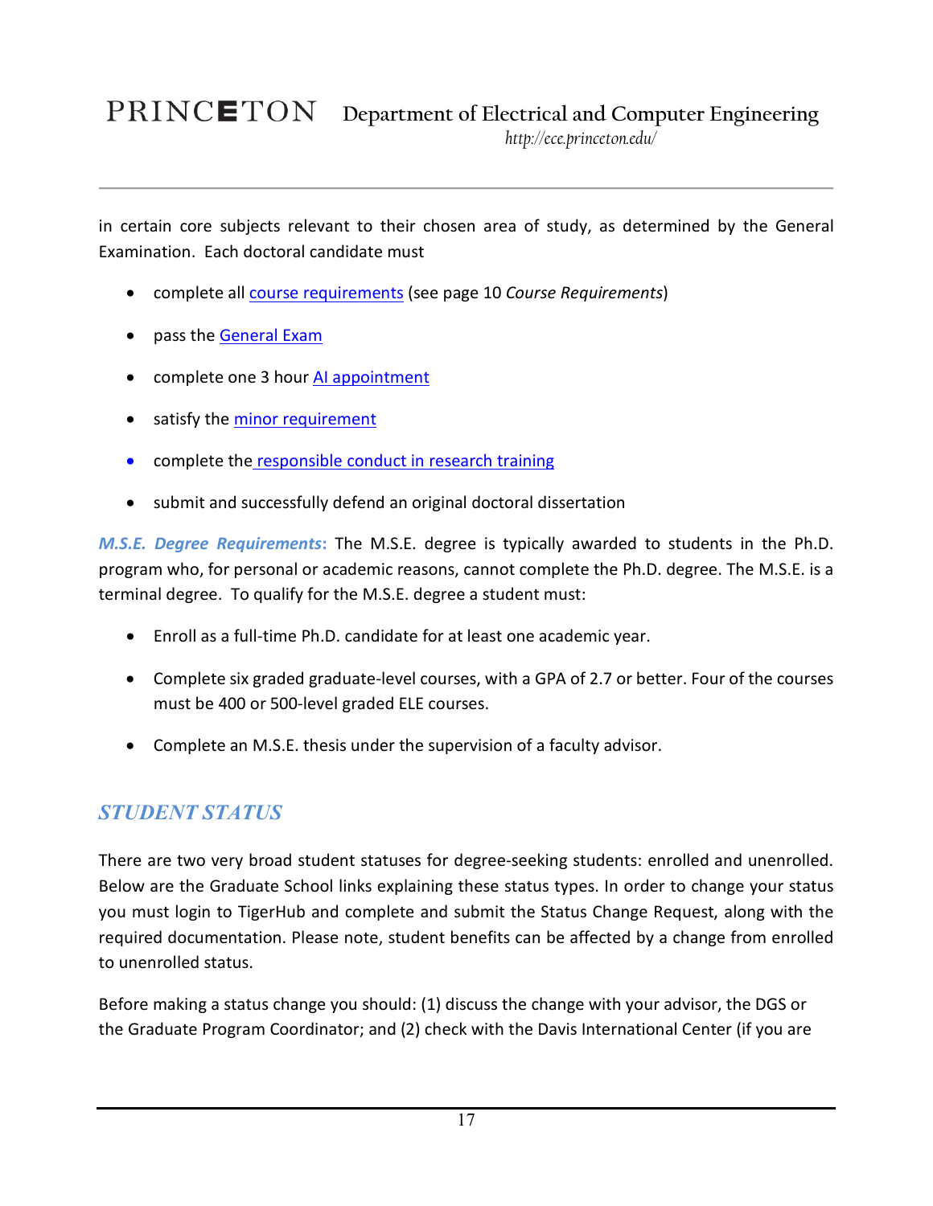in certain core subjects relevant to their chosen area of study, as determined by the General Examination. Each doctoral candidate must

- complete all course requirements (see page 10 *Course Requirements*)
- pass the General Exam
- complete one 3 hour AI appointment
- satisfy the minor requirement
- complete the responsible conduct in research training
- submit and successfully defend an original doctoral dissertation

***M.S.E. Degree Requirements*:** The M.S.E. degree is typically awarded to students in the Ph.D. program who, for personal or academic reasons, cannot complete the Ph.D. degree. The M.S.E. is a terminal degree. To qualify for the M.S.E. degree a student must:

- Enroll as a full-time Ph.D. candidate for at least one academic year.
- Complete six graded graduate-level courses, with a GPA of 2.7 or better. Four of the courses must be 400 or 500-level graded ELE courses.
- Complete an M.S.E. thesis under the supervision of a faculty advisor.

## *STUDENT STATUS*

There are two very broad student statuses for degree-seeking students: enrolled and unenrolled. Below are the Graduate School links explaining these status types. In order to change your status you must login to TigerHub and complete and submit the Status Change Request, along with the required documentation. Please note, student benefits can be affected by a change from enrolled to unenrolled status.

Before making a status change you should: (1) discuss the change with your advisor, the DGS or the Graduate Program Coordinator; and (2) check with the Davis International Center (if you are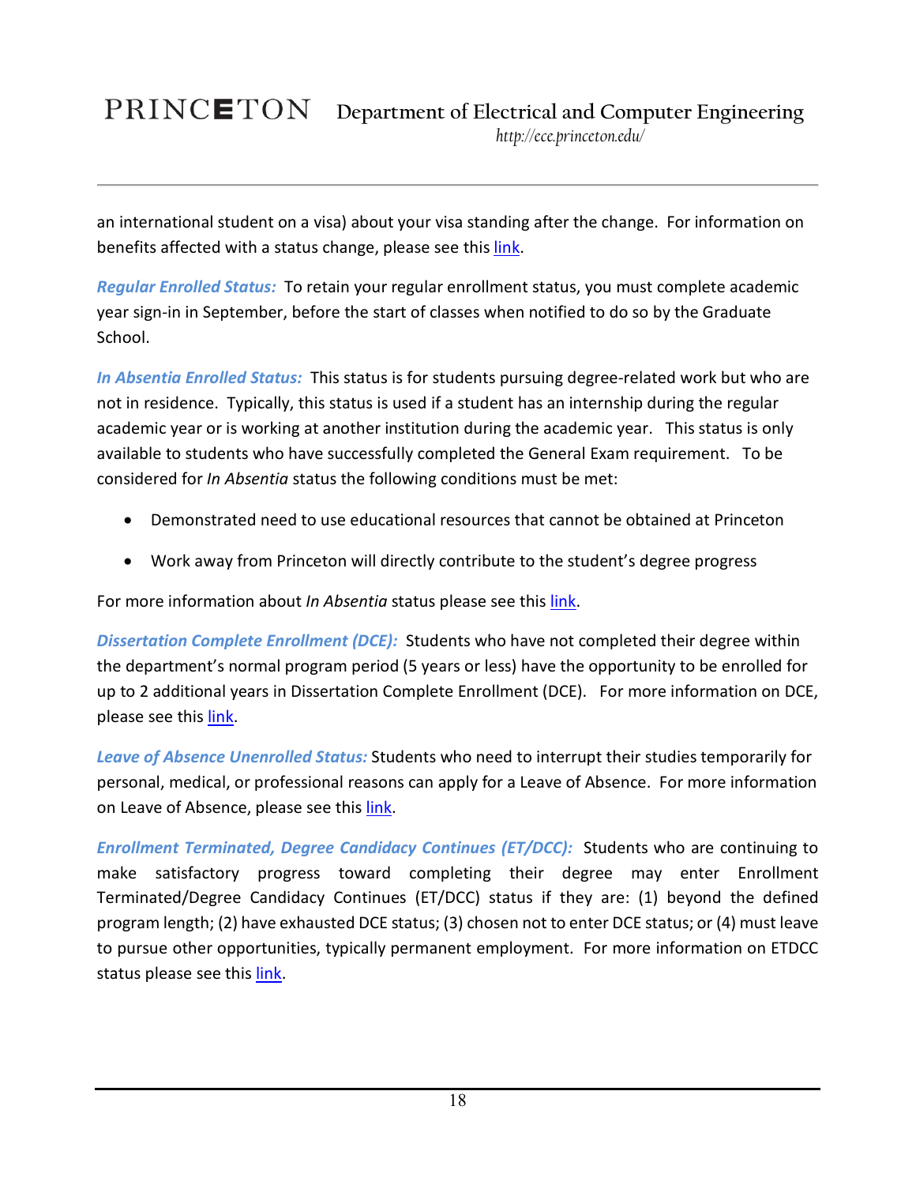an international student on a visa) about your visa standing after the change. For information on benefits affected with a status change, please see this link.

***Regular Enrolled Status:*** To retain your regular enrollment status, you must complete academic year sign-in in September, before the start of classes when notified to do so by the Graduate School.

***In Absentia Enrolled Status:*** This status is for students pursuing degree-related work but who are not in residence. Typically, this status is used if a student has an internship during the regular academic year or is working at another institution during the academic year. This status is only available to students who have successfully completed the General Exam requirement. To be considered for *In Absentia* status the following conditions must be met:

- Demonstrated need to use educational resources that cannot be obtained at Princeton
- Work away from Princeton will directly contribute to the student's degree progress

For more information about *In Absentia* status please see this link.

***Dissertation Complete Enrollment (DCE):*** Students who have not completed their degree within the department's normal program period (5 years or less) have the opportunity to be enrolled for up to 2 additional years in Dissertation Complete Enrollment (DCE). For more information on DCE, please see this link.

***Leave of Absence Unenrolled Status:*** Students who need to interrupt their studies temporarily for personal, medical, or professional reasons can apply for a Leave of Absence. For more information on Leave of Absence, please see this link.

***Enrollment Terminated, Degree Candidacy Continues (ET/DCC):*** Students who are continuing to make satisfactory progress toward completing their degree may enter Enrollment Terminated/Degree Candidacy Continues (ET/DCC) status if they are: (1) beyond the defined program length; (2) have exhausted DCE status; (3) chosen not to enter DCE status; or (4) must leave to pursue other opportunities, typically permanent employment. For more information on ETDCC status please see this link.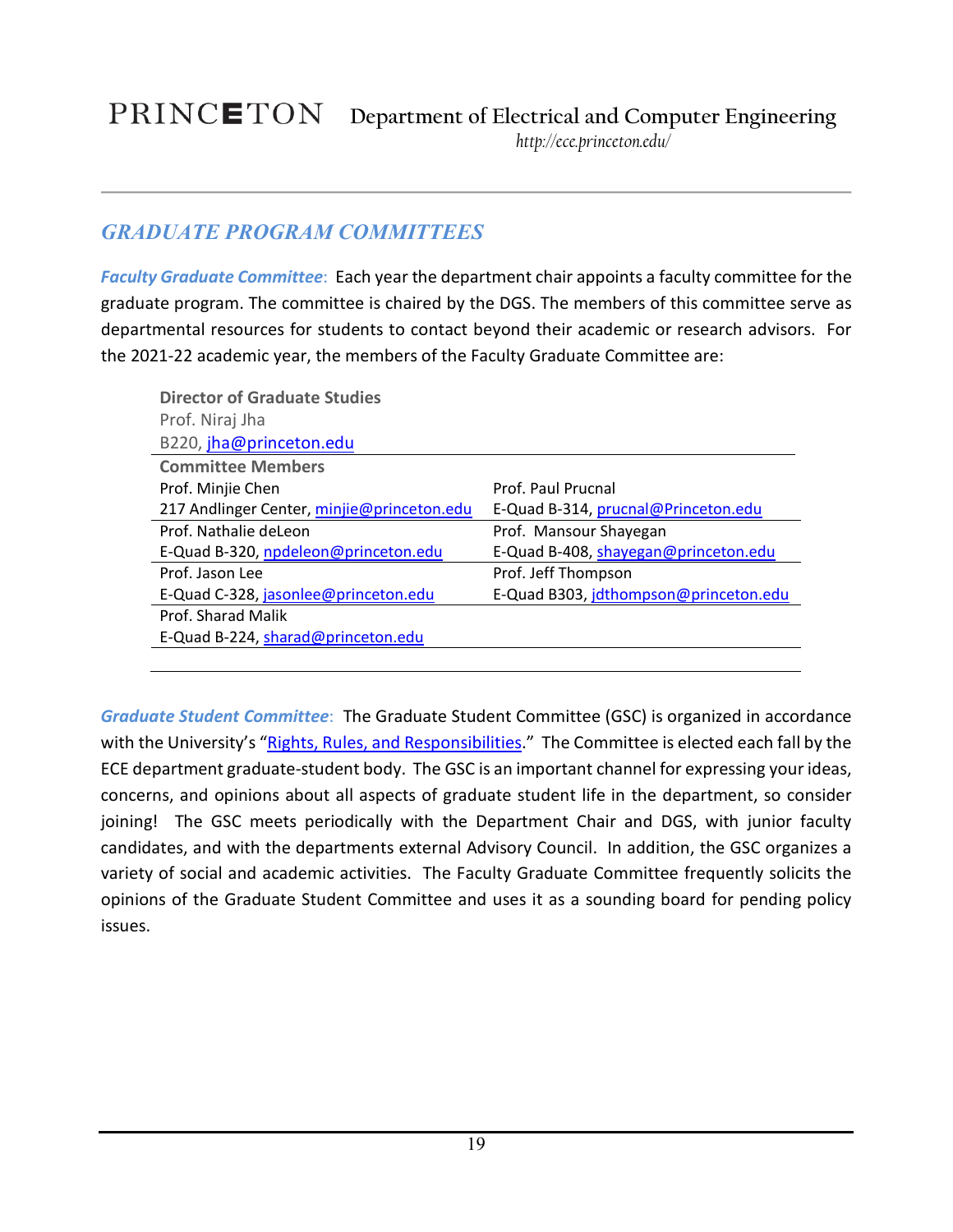## GRADUATE PROGRAM COMMITTEES

***Faculty Graduate Committee***: Each year the department chair appoints a faculty committee for the graduate program. The committee is chaired by the DGS. The members of this committee serve as departmental resources for students to contact beyond their academic or research advisors. For the 2021-22 academic year, the members of the Faculty Graduate Committee are:

**Director of Graduate Studies**
Prof. Niraj Jha
B220, jha@princeton.edu

**Committee Members**

| | |
|---|---|
| Prof. Minjie Chen<br>217 Andlinger Center, minjie@princeton.edu | Prof. Paul Prucnal<br>E-Quad B-314, prucnal@Princeton.edu |
| Prof. Nathalie deLeon<br>E-Quad B-320, npdeleon@princeton.edu | Prof. Mansour Shayegan<br>E-Quad B-408, shayegan@princeton.edu |
| Prof. Jason Lee<br>E-Quad C-328, jasonlee@princeton.edu | Prof. Jeff Thompson<br>E-Quad B303, jdthompson@princeton.edu |
| Prof. Sharad Malik<br>E-Quad B-224, sharad@princeton.edu | |

***Graduate Student Committee***: The Graduate Student Committee (GSC) is organized in accordance with the University's "Rights, Rules, and Responsibilities." The Committee is elected each fall by the ECE department graduate-student body. The GSC is an important channel for expressing your ideas, concerns, and opinions about all aspects of graduate student life in the department, so consider joining! The GSC meets periodically with the Department Chair and DGS, with junior faculty candidates, and with the departments external Advisory Council. In addition, the GSC organizes a variety of social and academic activities. The Faculty Graduate Committee frequently solicits the opinions of the Graduate Student Committee and uses it as a sounding board for pending policy issues.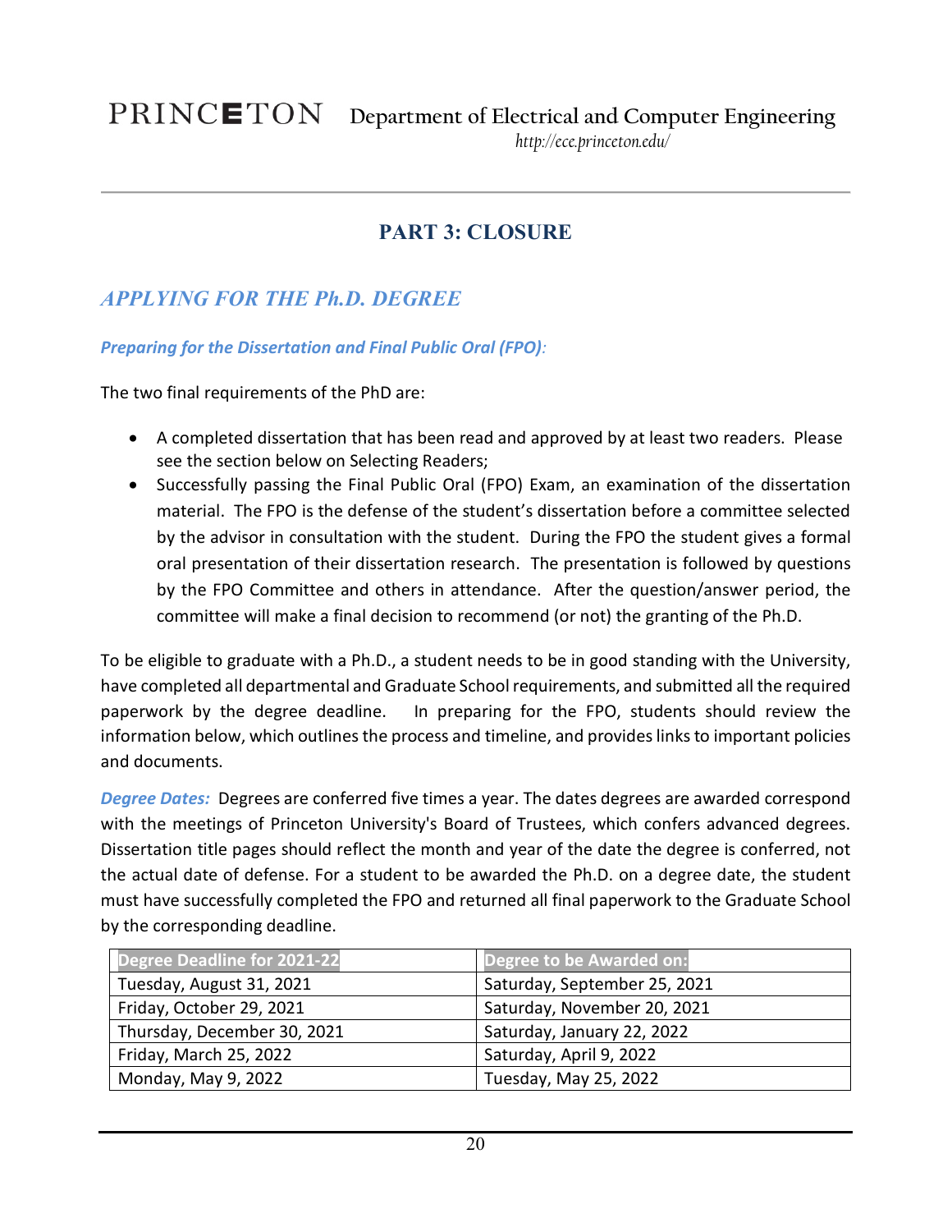# PART 3: CLOSURE

## *APPLYING FOR THE Ph.D. DEGREE*

### *Preparing for the Dissertation and Final Public Oral (FPO):*

The two final requirements of the PhD are:

- A completed dissertation that has been read and approved by at least two readers. Please see the section below on Selecting Readers;
- Successfully passing the Final Public Oral (FPO) Exam, an examination of the dissertation material. The FPO is the defense of the student's dissertation before a committee selected by the advisor in consultation with the student. During the FPO the student gives a formal oral presentation of their dissertation research. The presentation is followed by questions by the FPO Committee and others in attendance. After the question/answer period, the committee will make a final decision to recommend (or not) the granting of the Ph.D.

To be eligible to graduate with a Ph.D., a student needs to be in good standing with the University, have completed all departmental and Graduate School requirements, and submitted all the required paperwork by the degree deadline. In preparing for the FPO, students should review the information below, which outlines the process and timeline, and provides links to important policies and documents.

***Degree Dates:*** Degrees are conferred five times a year. The dates degrees are awarded correspond with the meetings of Princeton University's Board of Trustees, which confers advanced degrees. Dissertation title pages should reflect the month and year of the date the degree is conferred, not the actual date of defense. For a student to be awarded the Ph.D. on a degree date, the student must have successfully completed the FPO and returned all final paperwork to the Graduate School by the corresponding deadline.

| Degree Deadline for 2021-22 | Degree to be Awarded on: |
|---|---|
| Tuesday, August 31, 2021 | Saturday, September 25, 2021 |
| Friday, October 29, 2021 | Saturday, November 20, 2021 |
| Thursday, December 30, 2021 | Saturday, January 22, 2022 |
| Friday, March 25, 2022 | Saturday, April 9, 2022 |
| Monday, May 9, 2022 | Tuesday, May 25, 2022 |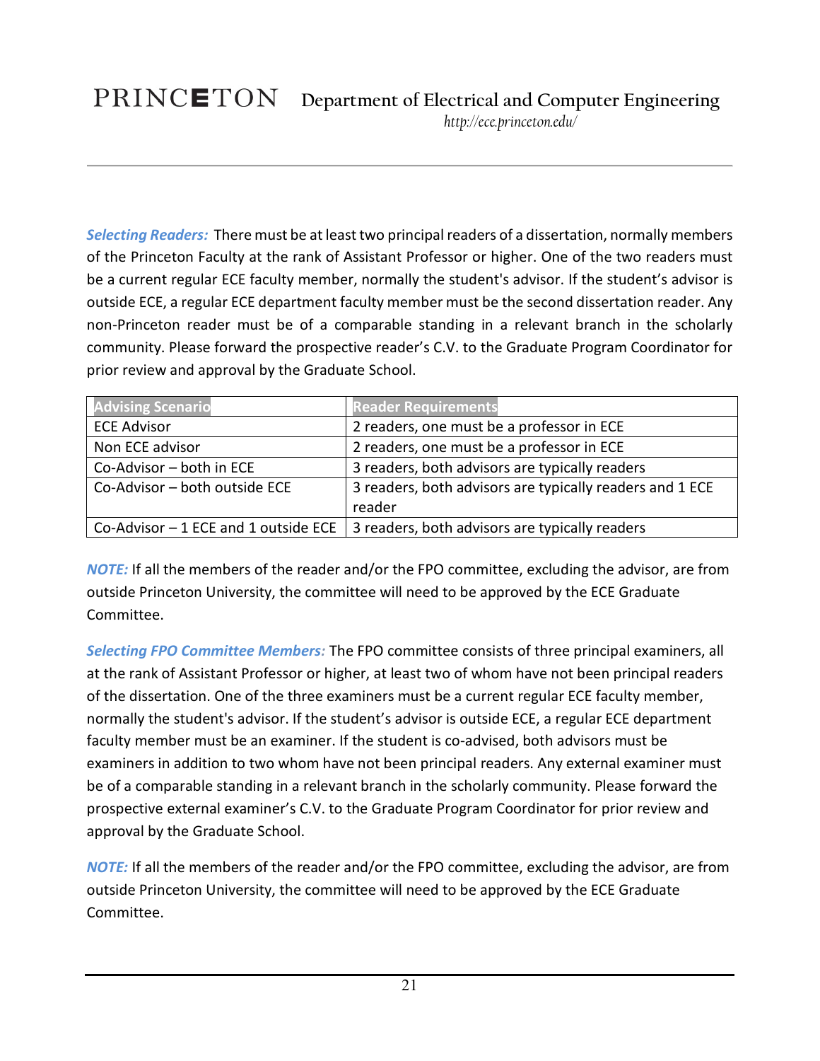***Selecting Readers:*** There must be at least two principal readers of a dissertation, normally members of the Princeton Faculty at the rank of Assistant Professor or higher. One of the two readers must be a current regular ECE faculty member, normally the student's advisor. If the student's advisor is outside ECE, a regular ECE department faculty member must be the second dissertation reader. Any non-Princeton reader must be of a comparable standing in a relevant branch in the scholarly community. Please forward the prospective reader's C.V. to the Graduate Program Coordinator for prior review and approval by the Graduate School.

| Advising Scenario | Reader Requirements |
| --- | --- |
| ECE Advisor | 2 readers, one must be a professor in ECE |
| Non ECE advisor | 2 readers, one must be a professor in ECE |
| Co-Advisor – both in ECE | 3 readers, both advisors are typically readers |
| Co-Advisor – both outside ECE | 3 readers, both advisors are typically readers and 1 ECE reader |
| Co-Advisor – 1 ECE and 1 outside ECE | 3 readers, both advisors are typically readers |

***NOTE:*** If all the members of the reader and/or the FPO committee, excluding the advisor, are from outside Princeton University, the committee will need to be approved by the ECE Graduate Committee.

***Selecting FPO Committee Members:*** The FPO committee consists of three principal examiners, all at the rank of Assistant Professor or higher, at least two of whom have not been principal readers of the dissertation. One of the three examiners must be a current regular ECE faculty member, normally the student's advisor. If the student's advisor is outside ECE, a regular ECE department faculty member must be an examiner. If the student is co-advised, both advisors must be examiners in addition to two whom have not been principal readers. Any external examiner must be of a comparable standing in a relevant branch in the scholarly community. Please forward the prospective external examiner's C.V. to the Graduate Program Coordinator for prior review and approval by the Graduate School.

***NOTE:*** If all the members of the reader and/or the FPO committee, excluding the advisor, are from outside Princeton University, the committee will need to be approved by the ECE Graduate Committee.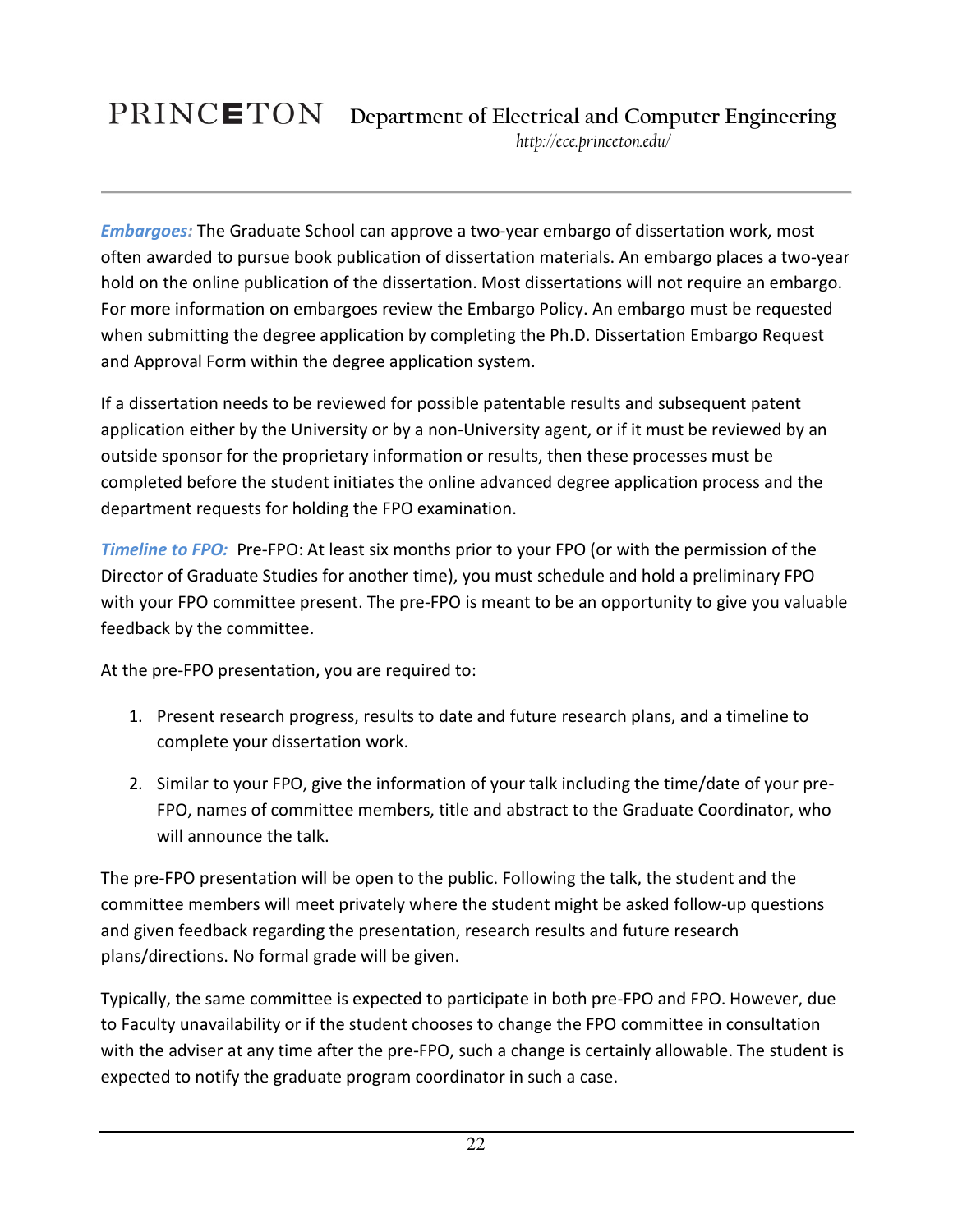***Embargoes:*** The Graduate School can approve a two-year embargo of dissertation work, most often awarded to pursue book publication of dissertation materials. An embargo places a two-year hold on the online publication of the dissertation. Most dissertations will not require an embargo. For more information on embargoes review the Embargo Policy. An embargo must be requested when submitting the degree application by completing the Ph.D. Dissertation Embargo Request and Approval Form within the degree application system.

If a dissertation needs to be reviewed for possible patentable results and subsequent patent application either by the University or by a non-University agent, or if it must be reviewed by an outside sponsor for the proprietary information or results, then these processes must be completed before the student initiates the online advanced degree application process and the department requests for holding the FPO examination.

***Timeline to FPO:*** Pre-FPO: At least six months prior to your FPO (or with the permission of the Director of Graduate Studies for another time), you must schedule and hold a preliminary FPO with your FPO committee present. The pre-FPO is meant to be an opportunity to give you valuable feedback by the committee.

At the pre-FPO presentation, you are required to:

1. Present research progress, results to date and future research plans, and a timeline to complete your dissertation work.
2. Similar to your FPO, give the information of your talk including the time/date of your pre-FPO, names of committee members, title and abstract to the Graduate Coordinator, who will announce the talk.

The pre-FPO presentation will be open to the public. Following the talk, the student and the committee members will meet privately where the student might be asked follow-up questions and given feedback regarding the presentation, research results and future research plans/directions. No formal grade will be given.

Typically, the same committee is expected to participate in both pre-FPO and FPO. However, due to Faculty unavailability or if the student chooses to change the FPO committee in consultation with the adviser at any time after the pre-FPO, such a change is certainly allowable. The student is expected to notify the graduate program coordinator in such a case.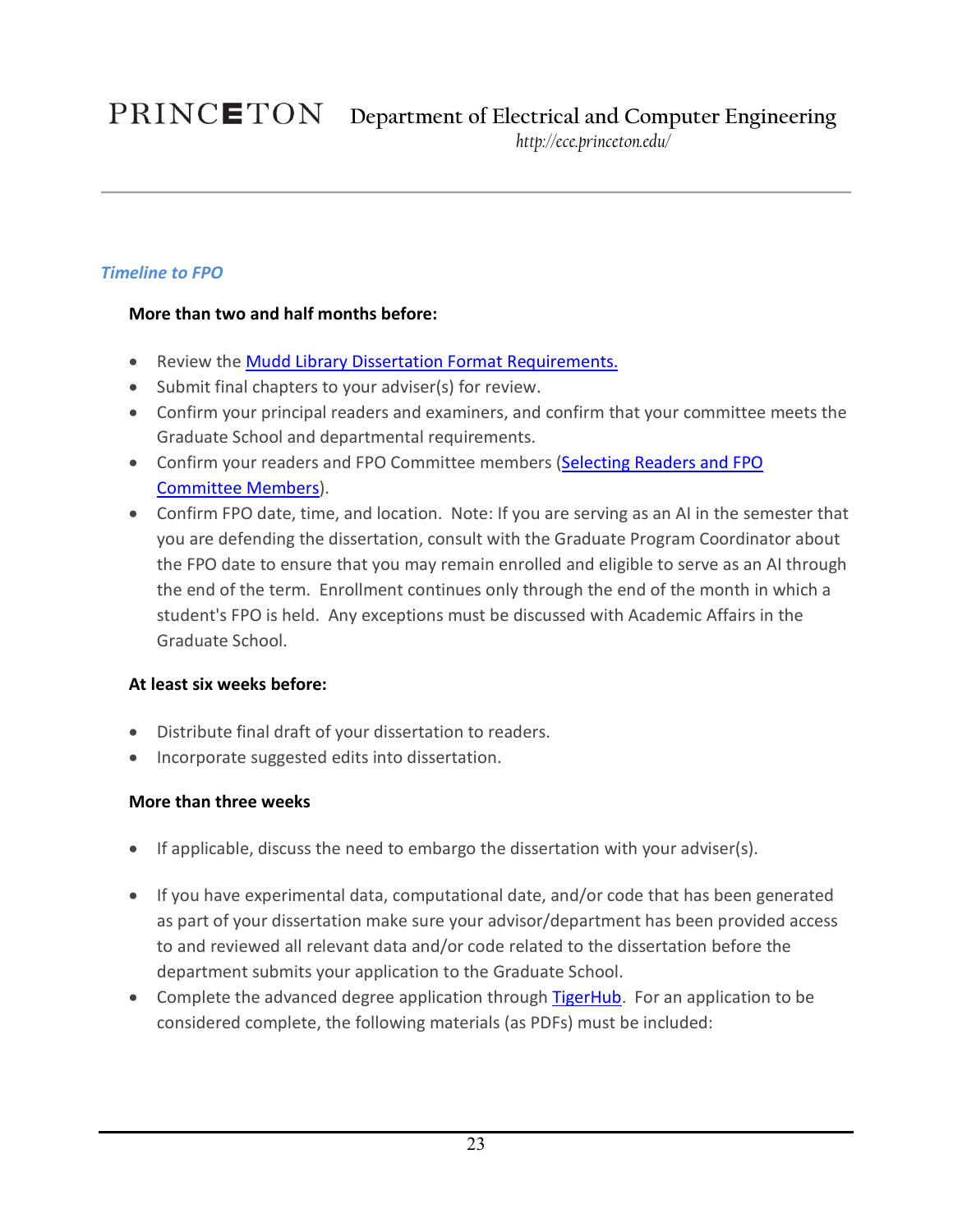### *Timeline to FPO*

**More than two and half months before:**

- Review the [Mudd Library Dissertation Format Requirements.]
- Submit final chapters to your adviser(s) for review.
- Confirm your principal readers and examiners, and confirm that your committee meets the Graduate School and departmental requirements.
- Confirm your readers and FPO Committee members ([Selecting Readers and FPO Committee Members]).
- Confirm FPO date, time, and location. Note: If you are serving as an AI in the semester that you are defending the dissertation, consult with the Graduate Program Coordinator about the FPO date to ensure that you may remain enrolled and eligible to serve as an AI through the end of the term. Enrollment continues only through the end of the month in which a student's FPO is held. Any exceptions must be discussed with Academic Affairs in the Graduate School.

**At least six weeks before:**

- Distribute final draft of your dissertation to readers.
- Incorporate suggested edits into dissertation.

**More than three weeks**

- If applicable, discuss the need to embargo the dissertation with your adviser(s).
- If you have experimental data, computational date, and/or code that has been generated as part of your dissertation make sure your advisor/department has been provided access to and reviewed all relevant data and/or code related to the dissertation before the department submits your application to the Graduate School.
- Complete the advanced degree application through [TigerHub]. For an application to be considered complete, the following materials (as PDFs) must be included: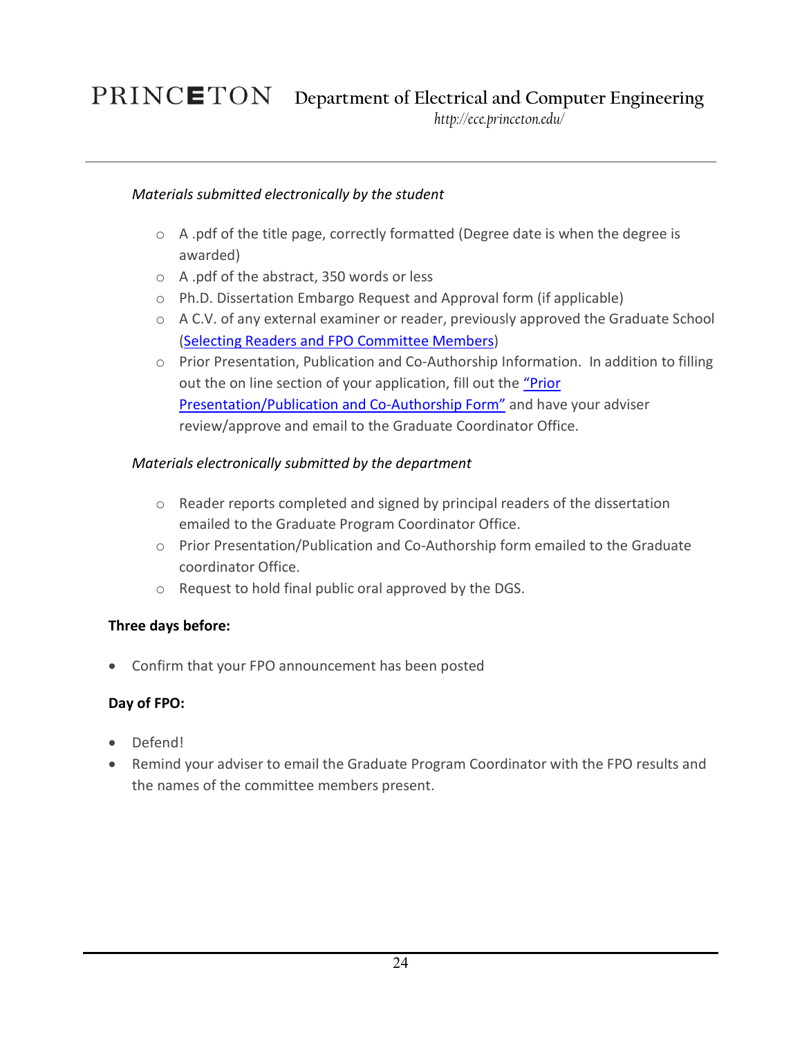*Materials submitted electronically by the student*

- A .pdf of the title page, correctly formatted (Degree date is when the degree is awarded)
- A .pdf of the abstract, 350 words or less
- Ph.D. Dissertation Embargo Request and Approval form (if applicable)
- A C.V. of any external examiner or reader, previously approved the Graduate School (Selecting Readers and FPO Committee Members)
- Prior Presentation, Publication and Co-Authorship Information. In addition to filling out the on line section of your application, fill out the "Prior Presentation/Publication and Co-Authorship Form" and have your adviser review/approve and email to the Graduate Coordinator Office.

*Materials electronically submitted by the department*

- Reader reports completed and signed by principal readers of the dissertation emailed to the Graduate Program Coordinator Office.
- Prior Presentation/Publication and Co-Authorship form emailed to the Graduate coordinator Office.
- Request to hold final public oral approved by the DGS.

**Three days before:**

- Confirm that your FPO announcement has been posted

**Day of FPO:**

- Defend!
- Remind your adviser to email the Graduate Program Coordinator with the FPO results and the names of the committee members present.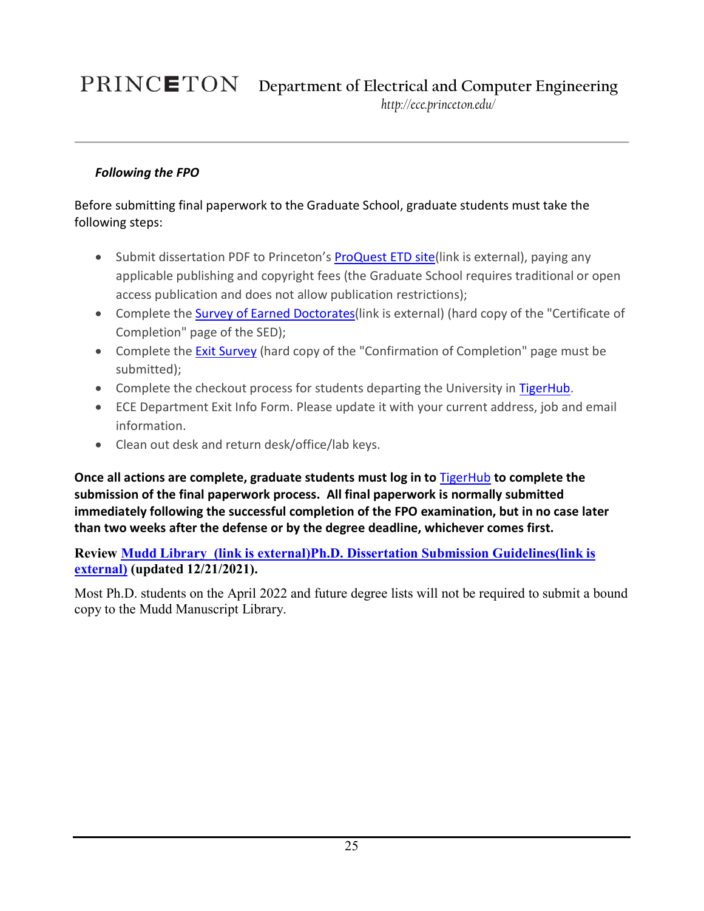### *Following the FPO*

Before submitting final paperwork to the Graduate School, graduate students must take the following steps:

- Submit dissertation PDF to Princeton's ProQuest ETD site(link is external), paying any applicable publishing and copyright fees (the Graduate School requires traditional or open access publication and does not allow publication restrictions);
- Complete the Survey of Earned Doctorates(link is external) (hard copy of the "Certificate of Completion" page of the SED);
- Complete the Exit Survey (hard copy of the "Confirmation of Completion" page must be submitted);
- Complete the checkout process for students departing the University in TigerHub.
- ECE Department Exit Info Form. Please update it with your current address, job and email information.
- Clean out desk and return desk/office/lab keys.

**Once all actions are complete, graduate students must log in to TigerHub to complete the submission of the final paperwork process. All final paperwork is normally submitted immediately following the successful completion of the FPO examination, but in no case later than two weeks after the defense or by the degree deadline, whichever comes first.**

**Review Mudd Library (link is external)Ph.D. Dissertation Submission Guidelines(link is external) (updated 12/21/2021).**

Most Ph.D. students on the April 2022 and future degree lists will not be required to submit a bound copy to the Mudd Manuscript Library.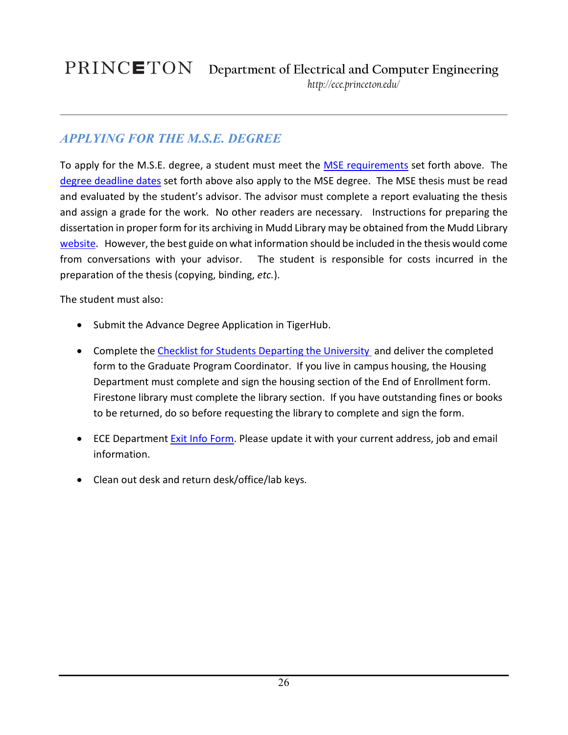## *APPLYING FOR THE M.S.E. DEGREE*

To apply for the M.S.E. degree, a student must meet the MSE requirements set forth above. The degree deadline dates set forth above also apply to the MSE degree. The MSE thesis must be read and evaluated by the student's advisor. The advisor must complete a report evaluating the thesis and assign a grade for the work. No other readers are necessary. Instructions for preparing the dissertation in proper form for its archiving in Mudd Library may be obtained from the Mudd Library website. However, the best guide on what information should be included in the thesis would come from conversations with your advisor. The student is responsible for costs incurred in the preparation of the thesis (copying, binding, *etc.*).

The student must also:

- Submit the Advance Degree Application in TigerHub.
- Complete the Checklist for Students Departing the University and deliver the completed form to the Graduate Program Coordinator. If you live in campus housing, the Housing Department must complete and sign the housing section of the End of Enrollment form. Firestone library must complete the library section. If you have outstanding fines or books to be returned, do so before requesting the library to complete and sign the form.
- ECE Department Exit Info Form. Please update it with your current address, job and email information.
- Clean out desk and return desk/office/lab keys.